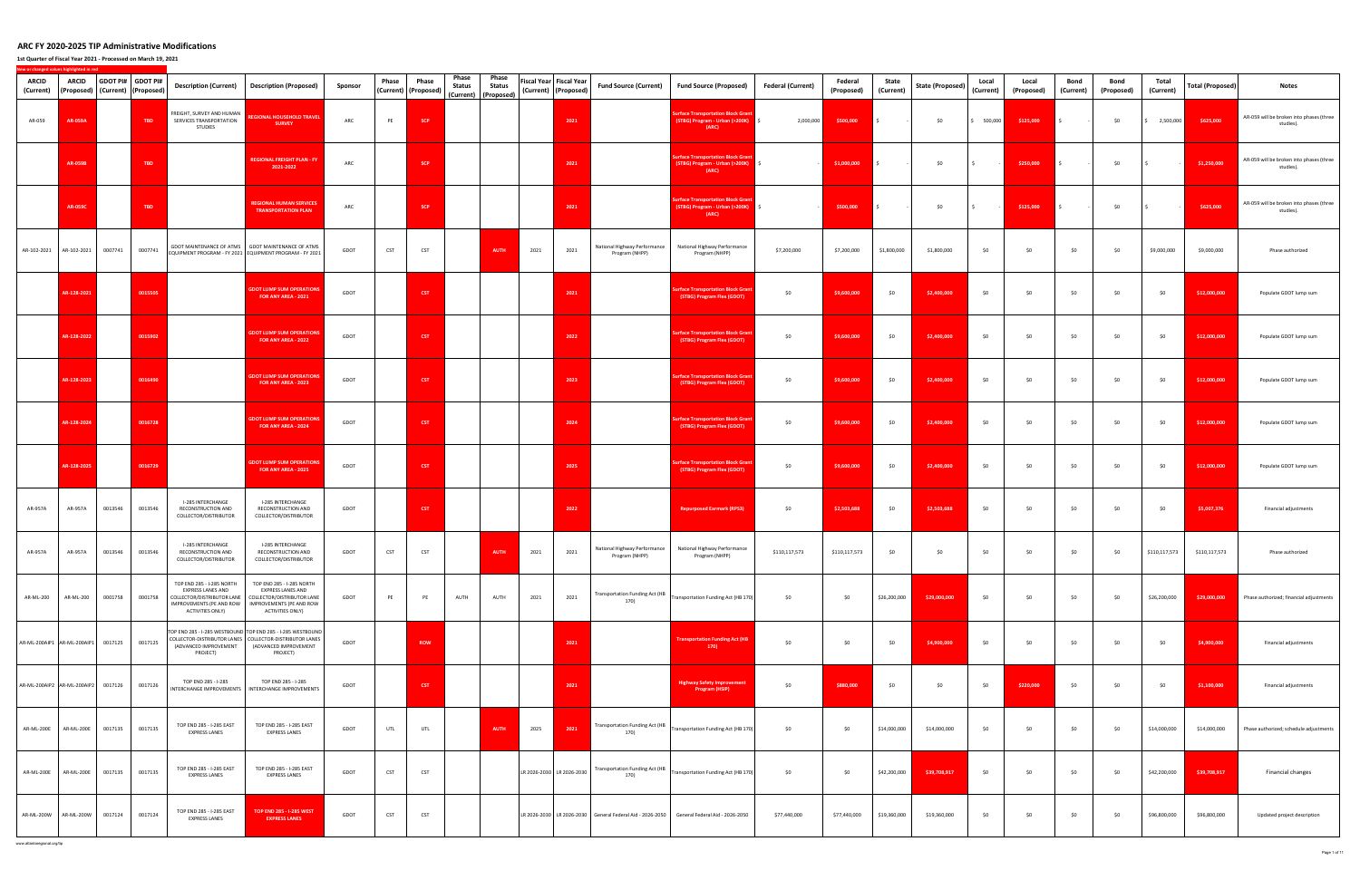# ARC FY 2020-2025 TIP Administrative Modifications

**1st Quarter of Fiscal Year 2021 - Processed on March 19, 2021**

New or changed values highlighted in red

| ARCID (Current) | ARCID (Proposed) | GDOT PI# (Current) | GDOT PI# (Proposed) | Description (Current) | Description (Proposed) | Sponsor | Phase (Current) | Phase (Proposed) | Phase Status (Current) | Phase Status (Proposed) | Fiscal Year (Current) | Fiscal Year (Proposed) | Fund Source (Current) | Fund Source (Proposed) | Federal (Current) | Federal (Proposed) | State (Current) | State (Proposed) | Local (Current) | Local (Proposed) | Bond (Current) | Bond (Proposed) | Total (Current) | Total (Proposed) | Notes |
|---|---|---|---|---|---|---|---|---|---|---|---|---|---|---|---|---|---|---|---|---|---|---|---|---|---|
| AR-059 | AR-059A | | TBD | FREIGHT, SURVEY AND HUMAN SERVICES TRANSPORTATION STUDIES | REGIONAL HOUSEHOLD TRAVEL SURVEY | ARC | PE | SCP | | | | 2021 | | Surface Transportation Block Grant (STBG) Program - Urban (>200K) (ARC) | $ 2,000,000 | $500,000 | $ - | $0 | $ 500,000 | $125,000 | $ - | $0 | $ 2,500,000 | $625,000 | AR-059 will be broken into phases (three studies). |
| | AR-059B | | TBD | | REGIONAL FREIGHT PLAN - FY 2021-2022 | ARC | | SCP | | | | 2021 | | Surface Transportation Block Grant (STBG) Program - Urban (>200K) (ARC) | $ - | $1,000,000 | $ - | $0 | $ - | $250,000 | $ - | $0 | $ - | $1,250,000 | AR-059 will be broken into phases (three studies). |
| | AR-059C | | TBD | | REGIONAL HUMAN SERVICES TRANSPORTATION PLAN | ARC | | SCP | | | | 2021 | | Surface Transportation Block Grant (STBG) Program - Urban (>200K) (ARC) | $ - | $500,000 | $ - | $0 | $ - | $125,000 | $ - | $0 | $ - | $625,000 | AR-059 will be broken into phases (three studies). |
| AR-102-2021 | AR-102-2021 | 0007741 | 0007741 | GDOT MAINTENANCE OF ATMS EQUIPMENT PROGRAM - FY 2021 | GDOT MAINTENANCE OF ATMS EQUIPMENT PROGRAM - FY 2021 | GDOT | CST | CST | | AUTH | 2021 | 2021 | National Highway Performance Program (NHPP) | National Highway Performance Program (NHPP) | $7,200,000 | $7,200,000 | $1,800,000 | $1,800,000 | $0 | $0 | $0 | $0 | $9,000,000 | $9,000,000 | Phase authorized |
| | AR-128-2021 | | 0015505 | | GDOT LUMP SUM OPERATIONS FOR ANY AREA - 2021 | GDOT | | CST | | | | 2021 | | Surface Transportation Block Grant (STBG) Program Flex (GDOT) | $0 | $9,600,000 | $0 | $2,400,000 | $0 | $0 | $0 | $0 | $0 | $12,000,000 | Populate GDOT lump sum |
| | AR-128-2022 | | 0015902 | | GDOT LUMP SUM OPERATIONS FOR ANY AREA - 2022 | GDOT | | CST | | | | 2022 | | Surface Transportation Block Grant (STBG) Program Flex (GDOT) | $0 | $9,600,000 | $0 | $2,400,000 | $0 | $0 | $0 | $0 | $0 | $12,000,000 | Populate GDOT lump sum |
| | AR-128-2023 | | 0016490 | | GDOT LUMP SUM OPERATIONS FOR ANY AREA - 2023 | GDOT | | CST | | | | 2023 | | Surface Transportation Block Grant (STBG) Program Flex (GDOT) | $0 | $9,600,000 | $0 | $2,400,000 | $0 | $0 | $0 | $0 | $0 | $12,000,000 | Populate GDOT lump sum |
| | AR-128-2024 | | 0016728 | | GDOT LUMP SUM OPERATIONS FOR ANY AREA - 2024 | GDOT | | CST | | | | 2024 | | Surface Transportation Block Grant (STBG) Program Flex (GDOT) | $0 | $9,600,000 | $0 | $2,400,000 | $0 | $0 | $0 | $0 | $0 | $12,000,000 | Populate GDOT lump sum |
| | AR-128-2025 | | 0016729 | | GDOT LUMP SUM OPERATIONS FOR ANY AREA - 2025 | GDOT | | CST | | | | 2025 | | Surface Transportation Block Grant (STBG) Program Flex (GDOT) | $0 | $9,600,000 | $0 | $2,400,000 | $0 | $0 | $0 | $0 | $0 | $12,000,000 | Populate GDOT lump sum |
| AR-957A | AR-957A | 0013546 | 0013546 | I-285 INTERCHANGE RECONSTRUCTION AND COLLECTOR/DISTRIBUTOR | I-285 INTERCHANGE RECONSTRUCTION AND COLLECTOR/DISTRIBUTOR | GDOT | | CST | | | | 2022 | | Repurposed Earmark (RPS3) | $0 | $2,503,688 | $0 | $2,503,688 | $0 | $0 | $0 | $0 | $0 | $5,007,376 | Financial adjustments |
| AR-957A | AR-957A | 0013546 | 0013546 | I-285 INTERCHANGE RECONSTRUCTION AND COLLECTOR/DISTRIBUTOR | I-285 INTERCHANGE RECONSTRUCTION AND COLLECTOR/DISTRIBUTOR | GDOT | CST | CST | | AUTH | 2021 | 2021 | National Highway Performance Program (NHPP) | National Highway Performance Program (NHPP) | $110,117,573 | $110,117,573 | $0 | $0 | $0 | $0 | $0 | $0 | $110,117,573 | $110,117,573 | Phase authorized |
| AR-ML-200 | AR-ML-200 | 0001758 | 0001758 | TOP END 285 - I-285 NORTH EXPRESS LANES AND COLLECTOR/DISTRIBUTOR LANE IMPROVEMENTS (PE AND ROW ACTIVITIES ONLY) | TOP END 285 - I-285 NORTH EXPRESS LANES AND COLLECTOR/DISTRIBUTOR LANE IMPROVEMENTS (PE AND ROW ACTIVITIES ONLY) | GDOT | PE | PE | AUTH | AUTH | 2021 | 2021 | Transportation Funding Act (HB 170) | Transportation Funding Act (HB 170) | $0 | $0 | $26,200,000 | $29,000,000 | $0 | $0 | $0 | $0 | $26,200,000 | $29,000,000 | Phase authorized; financial adjustments |
| AR-ML-200AIP1 | AR-ML-200AIP1 | 0017125 | 0017125 | TOP END 285 - I-285 WESTBOUND COLLECTOR-DISTRIBUTOR LANES (ADVANCED IMPROVEMENT PROJECT) | TOP END 285 - I-285 WESTBOUND COLLECTOR-DISTRIBUTOR LANES (ADVANCED IMPROVEMENT PROJECT) | GDOT | | ROW | | | | 2021 | | Transportation Funding Act (HB 170) | $0 | $0 | $0 | $4,900,000 | $0 | $0 | $0 | $0 | $0 | $4,900,000 | Financial adjustments |
| AR-ML-200AIP2 | AR-ML-200AIP2 | 0017126 | 0017126 | TOP END 285 - I-285 INTERCHANGE IMPROVEMENTS | TOP END 285 - I-285 INTERCHANGE IMPROVEMENTS | GDOT | | CST | | | | 2021 | | Highway Safety Improvement Program (HSIP) | $0 | $880,000 | $0 | $0 | $0 | $220,000 | $0 | $0 | $0 | $1,100,000 | Financial adjustments |
| AR-ML-200E | AR-ML-200E | 0017135 | 0017135 | TOP END 285 - I-285 EAST EXPRESS LANES | TOP END 285 - I-285 EAST EXPRESS LANES | GDOT | UTL | UTL | | AUTH | 2025 | 2021 | Transportation Funding Act (HB 170) | Transportation Funding Act (HB 170) | $0 | $0 | $14,000,000 | $14,000,000 | $0 | $0 | $0 | $0 | $14,000,000 | $14,000,000 | Phase authorized; schedule adjustments |
| AR-ML-200E | AR-ML-200E | 0017135 | 0017135 | TOP END 285 - I-285 EAST EXPRESS LANES | TOP END 285 - I-285 EAST EXPRESS LANES | GDOT | CST | CST | | | LR 2026-2030 | LR 2026-2030 | Transportation Funding Act (HB 170) | Transportation Funding Act (HB 170) | $0 | $0 | $42,200,000 | $39,708,917 | $0 | $0 | $0 | $0 | $42,200,000 | $39,708,917 | Financial changes |
| AR-ML-200W | AR-ML-200W | 0017124 | 0017124 | TOP END 285 - I-285 EAST EXPRESS LANES | TOP END 285 - I-285 WEST EXPRESS LANES | GDOT | CST | CST | | | LR 2026-2030 | LR 2026-2030 | General Federal Aid - 2026-2050 | General Federal Aid - 2026-2050 | $77,440,000 | $77,440,000 | $19,360,000 | $19,360,000 | $0 | $0 | $0 | $0 | $96,800,000 | $96,800,000 | Updated project description |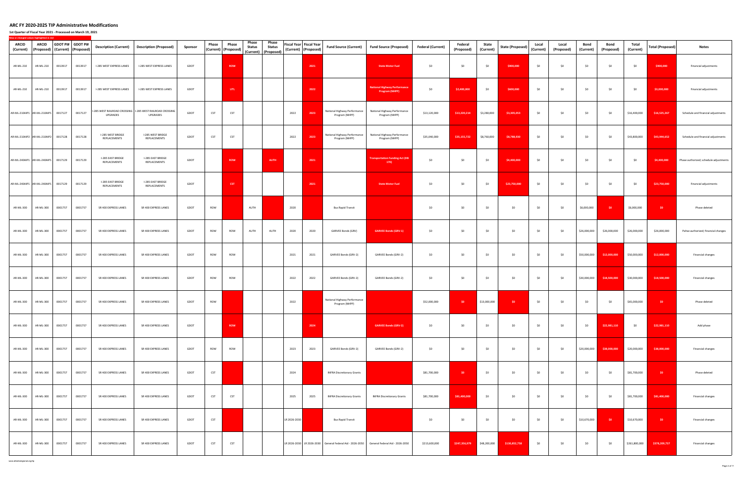# ARC FY 2020-2025 TIP Administrative Modifications

**1st Quarter of Fiscal Year 2021 - Processed on March 19, 2021**

New or changed values highlighted in red

| ARCID (Current) | ARCID (Proposed) | GDOT PI# (Current) | GDOT PI# (Proposed) | Description (Current) | Description (Proposed) | Sponsor | Phase (Current) | Phase (Proposed) | Phase Status (Current) | Phase Status (Proposed) | Fiscal Year (Current) | Fiscal Year (Proposed) | Fund Source (Current) | Fund Source (Proposed) | Federal (Current) | Federal (Proposed) | State (Current) | State (Proposed) | Local (Current) | Local (Proposed) | Bond (Current) | Bond (Proposed) | Total (Current) | Total (Proposed) | Notes |
|---|---|---|---|---|---|---|---|---|---|---|---|---|---|---|---|---|---|---|---|---|---|---|---|---|---|
| AR-ML-210 | AR-ML-210 | 0013917 | 0013917 | I-285 WEST EXPRESS LANES | I-285 WEST EXPRESS LANES | GDOT | | ROW | | | | 2021 | | State Motor Fuel | $0 | $0 | $0 | $900,000 | $0 | $0 | $0 | $0 | $0 | $900,000 | Financial adjustments |
| AR-ML-210 | AR-ML-210 | 0013917 | 0013917 | I-285 WEST EXPRESS LANES | I-285 WEST EXPRESS LANES | GDOT | | UTL | | | | 2022 | | National Highway Performance Program (NHPP) | $0 | $2,400,000 | $0 | $600,000 | $0 | $0 | $0 | $0 | $0 | $3,000,000 | Financial adjustments |
| AR-ML-210AIP1 | AR-ML-210AIP1 | 0017127 | 0017127 | I-285 WEST RAILROAD CROSSING UPGRADES | I-285 WEST RAILROAD CROSSING UPGRADES | GDOT | CST | CST | | | 2022 | 2023 | National Highway Performance Program (NHPP) | National Highway Performance Program (NHPP) | $13,120,000 | $13,220,214 | $3,280,000 | $3,305,053 | $0 | $0 | $0 | $0 | $16,400,000 | $16,525,267 | Schedule and financial adjustments |
| AR-ML-210AIP2 | AR-ML-210AIP2 | 0017128 | 0017128 | I-285 WEST BRIDGE REPLACEMENTS | I-285 WEST BRIDGE REPLACEMENTS | GDOT | CST | CST | | | 2022 | 2023 | National Highway Performance Program (NHPP) | National Highway Performance Program (NHPP) | $35,040,000 | $35,155,722 | $8,760,000 | $8,788,930 | $0 | $0 | $0 | $0 | $43,800,000 | $43,944,652 | Schedule and financial adjustments |
| AR-ML-240AIP1 | AR-ML-240AIP1 | 0017129 | 0017129 | I-285 EAST BRIDGE REPLACEMENTS | I-285 EAST BRIDGE REPLACEMENTS | GDOT | | ROW | | AUTH | | 2021 | | Transportation Funding Act (HB 170) | $0 | $0 | $0 | $4,400,000 | $0 | $0 | $0 | $0 | $0 | $4,400,000 | Phase authorized; schedule adjustments |
| AR-ML-240AIP1 | AR-ML-240AIP1 | 0017129 | 0017129 | I-285 EAST BRIDGE REPLACEMENTS | I-285 EAST BRIDGE REPLACEMENTS | GDOT | | CST | | | | 2021 | | State Motor Fuel | $0 | $0 | $0 | $23,750,000 | $0 | $0 | $0 | $0 | $0 | $23,750,000 | Financial adjustments |
| AR-ML-300 | AR-ML-300 | 0001757 | 0001757 | SR 400 EXPRESS LANES | SR 400 EXPRESS LANES | GDOT | ROW | | AUTH | | 2020 | | Bus Rapid Transit | | $0 | $0 | $0 | $0 | $0 | $0 | $6,000,000 | $0 | $6,000,000 | $0 | Phase deleted |
| AR-ML-300 | AR-ML-300 | 0001757 | 0001757 | SR 400 EXPRESS LANES | SR 400 EXPRESS LANES | GDOT | ROW | ROW | AUTH | AUTH | 2020 | 2020 | GARVEE Bonds (GRV) | GARVEE Bonds (GRV-1) | $0 | $0 | $0 | $0 | $0 | $0 | $26,000,000 | $26,000,000 | $26,000,000 | $26,000,000 | Pahse authorized; financial changes |
| AR-ML-300 | AR-ML-300 | 0001757 | 0001757 | SR 400 EXPRESS LANES | SR 400 EXPRESS LANES | GDOT | ROW | ROW | | | 2021 | 2021 | GARVEE Bonds (GRV-2) | GARVEE Bonds (GRV-2) | $0 | $0 | $0 | $0 | $0 | $0 | $50,000,000 | $12,000,000 | $50,000,000 | $12,000,000 | Financial changes |
| AR-ML-300 | AR-ML-300 | 0001757 | 0001757 | SR 400 EXPRESS LANES | SR 400 EXPRESS LANES | GDOT | ROW | ROW | | | 2022 | 2022 | GARVEE Bonds (GRV-2) | GARVEE Bonds (GRV-2) | $0 | $0 | $0 | $0 | $0 | $0 | $30,000,000 | $18,500,000 | $30,000,000 | $18,500,000 | Financial changes |
| AR-ML-300 | AR-ML-300 | 0001757 | 0001757 | SR 400 EXPRESS LANES | SR 400 EXPRESS LANES | GDOT | ROW | | | | 2022 | | National Highway Performance Program (NHPP) | | $52,000,000 | $0 | $13,000,000 | $0 | $0 | $0 | $0 | $0 | $65,000,000 | $0 | Phase deleted |
| AR-ML-300 | AR-ML-300 | 0001757 | 0001757 | SR 400 EXPRESS LANES | SR 400 EXPRESS LANES | GDOT | | ROW | | | | 2024 | | GARVEE Bonds (GRV-2) | $0 | $0 | $0 | $0 | $0 | $0 | $0 | $22,981,110 | $0 | $22,981,110 | Add phase |
| AR-ML-300 | AR-ML-300 | 0001757 | 0001757 | SR 400 EXPRESS LANES | SR 400 EXPRESS LANES | GDOT | ROW | ROW | | | 2023 | 2023 | GARVEE Bonds (GRV-2) | GARVEE Bonds (GRV-2) | $0 | $0 | $0 | $0 | $0 | $0 | $20,000,000 | $38,000,000 | $20,000,000 | $38,000,000 | Financial changes |
| AR-ML-300 | AR-ML-300 | 0001757 | 0001757 | SR 400 EXPRESS LANES | SR 400 EXPRESS LANES | GDOT | CST | | | | 2024 | | INFRA Discretionary Grants | | $81,700,000 | $0 | $0 | $0 | $0 | $0 | $0 | $0 | $81,700,000 | $0 | Phase deleted |
| AR-ML-300 | AR-ML-300 | 0001757 | 0001757 | SR 400 EXPRESS LANES | SR 400 EXPRESS LANES | GDOT | CST | CST | | | 2025 | 2025 | INFRA Discretionary Grants | INFRA Discretionary Grants | $81,700,000 | $81,400,000 | $0 | $0 | $0 | $0 | $0 | $0 | $81,700,000 | $81,400,000 | Financial changes |
| AR-ML-300 | AR-ML-300 | 0001757 | 0001757 | SR 400 EXPRESS LANES | SR 400 EXPRESS LANES | GDOT | CST | | | | LR 2026-2030 | | Bus Rapid Transit | | $0 | $0 | $0 | $0 | $0 | $0 | $10,670,000 | $0 | $10,670,000 | $0 | Financial changes |
| AR-ML-300 | AR-ML-300 | 0001757 | 0001757 | SR 400 EXPRESS LANES | SR 400 EXPRESS LANES | GDOT | CST | CST | | | LR 2026-2030 | LR 2026-2030 | General Federal Aid - 2026-2050 | General Federal Aid - 2026-2050 | $213,600,000 | $247,356,979 | $48,200,000 | $130,852,758 | $0 | $0 | $0 | $0 | $261,800,000 | $378,209,737 | Financial changes |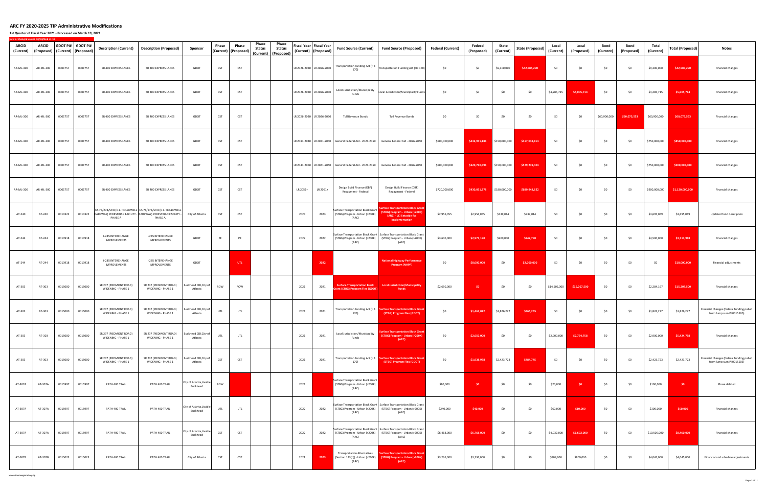# ARC FY 2020-2025 TIP Administrative Modifications

**1st Quarter of Fiscal Year 2021 - Processed on March 19, 2021**

New or changed values highlighted in red

| ARCID (Current) | ARCID (Proposed) | GDOT PI# (Current) | GDOT PI# (Proposed) | Description (Current) | Description (Proposed) | Sponsor | Phase (Current) | Phase (Proposed) | Phase Status (Current) | Phase Status (Proposed) | Fiscal Year (Current) | Fiscal Year (Proposed) | Fund Source (Current) | Fund Source (Proposed) | Federal (Current) | Federal (Proposed) | State (Current) | State (Proposed) | Local (Current) | Local (Proposed) | Bond (Current) | Bond (Proposed) | Total (Current) | Total (Proposed) | Notes |
|---|---|---|---|---|---|---|---|---|---|---|---|---|---|---|---|---|---|---|---|---|---|---|---|---|---|
| AR-ML-300 | AR-ML-300 | 0001757 | 0001757 | SR 400 EXPRESS LANES | SR 400 EXPRESS LANES | GDOT | CST | CST | | | LR 2026-2030 | LR 2026-2030 | Transportation Funding Act (HB 170) | Transportation Funding Act (HB 170) | $0 | $0 | $9,300,000 | $42,585,290 | $0 | $0 | $0 | $0 | $9,300,000 | $42,585,290 | Financial changes |
| AR-ML-300 | AR-ML-300 | 0001757 | 0001757 | SR 400 EXPRESS LANES | SR 400 EXPRESS LANES | GDOT | CST | CST | | | LR 2026-2030 | LR 2026-2030 | Local Jurisdiction/Municipality Funds | Local Jurisdiction/Municipality Funds | $0 | $0 | $0 | $0 | $4,285,715 | $5,005,714 | $0 | $0 | $4,285,715 | $5,005,714 | Financial changes |
| AR-ML-300 | AR-ML-300 | 0001757 | 0001757 | SR 400 EXPRESS LANES | SR 400 EXPRESS LANES | GDOT | CST | CST | | | LR 2026-2030 | LR 2026-2030 | Toll Revenue Bonds | Toll Revenue Bonds | $0 | $0 | $0 | $0 | $0 | $0 | $60,900,000 | $60,075,553 | $60,900,000 | $60,075,553 | Financial changes |
| AR-ML-300 | AR-ML-300 | 0001757 | 0001757 | SR 400 EXPRESS LANES | SR 400 EXPRESS LANES | GDOT | CST | CST | | | LR 2031-2040 | LR 2031-2040 | General Federal Aid - 2026-2050 | General Federal Aid - 2026-2050 | $600,000,000 | $432,951,186 | $150,000,000 | $417,048,814 | $0 | $0 | $0 | $0 | $750,000,000 | $850,000,000 | Financial changes |
| AR-ML-300 | AR-ML-300 | 0001757 | 0001757 | SR 400 EXPRESS LANES | SR 400 EXPRESS LANES | GDOT | CST | CST | | | LR 2041-2050 | LR 2041-2050 | General Federal Aid - 2026-2050 | General Federal Aid - 2026-2050 | $600,000,000 | $320,760,596 | $150,000,000 | $579,239,404 | $0 | $0 | $0 | $0 | $750,000,000 | $900,000,000 | Financial changes |
| AR-ML-300 | AR-ML-300 | 0001757 | 0001757 | SR 400 EXPRESS LANES | SR 400 EXPRESS LANES | GDOT | CST | CST | | | LR 2051+ | LR 2051+ | Design Build Finance (DBF) Repayment - Federal | Design Build Finance (DBF) Repayment - Federal | $720,000,000 | $430,051,378 | $180,000,000 | $689,948,622 | $0 | $0 | $0 | $0 | $900,000,000 | $1,120,000,000 | Financial changes |
| AT-240 | AT-240 | 0010322 | 0010322 | US 78/278/SR 8 (D.L. HOLLOWELL PARKWAY) PEDESTRIAN FACILITY - PHASE A | US 78/278/SR 8 (D.L. HOLLOWELL PARKWAY) PEDESTRIAN FACILITY - PHASE A | City of Atlanta | CST | CST | | | 2023 | 2023 | Surface Transportation Block Grant (STBG) Program - Urban (>200K) (ARC) | Surface Transportation Block Grant (STBG) Program - Urban (>200K) (ARC) - LCI Setaside for Implementation | $2,956,055 | $2,956,055 | $739,014 | $739,014 | $0 | $0 | $0 | $0 | $3,695,069 | $3,695,069 | Updated fund description |
| AT-244 | AT-244 | 0013918 | 0013918 | I-285 INTERCHANGE IMPROVEMENTS | I-285 INTERCHANGE IMPROVEMENTS | GDOT | PE | PE | | | 2022 | 2022 | Surface Transportation Block Grant (STBG) Program - Urban (>200K) (ARC) | Surface Transportation Block Grant (STBG) Program - Urban (>200K) (ARC) | $3,600,000 | $2,971,190 | $900,000 | $742,798 | $0 | $0 | $0 | $0 | $4,500,000 | $3,713,988 | Financial changes |
| AT-244 | AT-244 | 0013918 | 0013918 | I-285 INTERCHANGE IMPROVEMENTS | I-285 INTERCHANGE IMPROVEMENTS | GDOT | | UTL | | | | 2022 | | National Highway Performance Program (NHPP) | $0 | $8,000,000 | $0 | $2,000,000 | $0 | $0 | $0 | $0 | $0 | $10,000,000 | Financial adjustments |
| AT-303 | AT-303 | 0015000 | 0015000 | SR 237 (PIEDMONT ROAD) WIDENING - PHASE 1 | SR 237 (PIEDMONT ROAD) WIDENING - PHASE 1 | Buckhead CID,City of Atlanta | ROW | ROW | | | 2021 | 2021 | Surface Transportation Block Grant (STBG) Program Flex (GDOT) | Local Jurisdiction/Municipality Funds | $2,650,000 | $0 | $0 | $0 | $14,505,000 | $15,207,500 | $0 | $0 | $2,284,167 | $15,207,500 | Financial changes |
| AT-303 | AT-303 | 0015000 | 0015000 | SR 237 (PIEDMONT ROAD) WIDENING - PHASE 1 | SR 237 (PIEDMONT ROAD) WIDENING - PHASE 1 | Buckhead CID,City of Atlanta | UTL | UTL | | | 2021 | 2021 | Transportation Funding Act (HB 170) | Surface Transportation Block Grant (STBG) Program Flex (GDOT) | $0 | $1,461,022 | $1,826,277 | $365,255 | $0 | $0 | $0 | $0 | $1,826,277 | $1,826,277 | Financial changes (federal funding pulled from lump sum PI 0015505) |
| AT-303 | AT-303 | 0015000 | 0015000 | SR 237 (PIEDMONT ROAD) WIDENING - PHASE 1 | SR 237 (PIEDMONT ROAD) WIDENING - PHASE 1 | Buckhead CID,City of Atlanta | UTL | UTL | | | 2021 | 2021 | Local Jurisdiction/Municipality Funds | Surface Transportation Block Grant (STBG) Program - Urban (>200K) (ARC) | $0 | $2,650,000 | $0 | $0 | $2,900,000 | $2,774,758 | $0 | $0 | $2,900,000 | $5,424,758 | Financial changes |
| AT-303 | AT-303 | 0015000 | 0015000 | SR 237 (PIEDMONT ROAD) WIDENING - PHASE 1 | SR 237 (PIEDMONT ROAD) WIDENING - PHASE 1 | Buckhead CID,City of Atlanta | CST | CST | | | 2021 | 2021 | Transportation Funding Act (HB 170) | Surface Transportation Block Grant (STBG) Program Flex (GDOT) | $0 | $1,938,978 | $2,423,723 | $484,745 | $0 | $0 | $0 | $0 | $2,423,723 | $2,423,723 | Financial changes (federal funding pulled from lump sum PI 0015505) |
| AT-307A | AT-307A | 0015997 | 0015997 | PATH 400 TRAIL | PATH 400 TRAIL | City of Atlanta,Livable Buckhead | ROW | | | | 2021 | | Surface Transportation Block Grant (STBG) Program - Urban (>200K) (ARC) | | $80,000 | $0 | $0 | $0 | $20,000 | $0 | $0 | $0 | $100,000 | $0 | Phase deleted |
| AT-307A | AT-307A | 0015997 | 0015997 | PATH 400 TRAIL | PATH 400 TRAIL | City of Atlanta,Livable Buckhead | UTL | UTL | | | 2022 | 2022 | Surface Transportation Block Grant (STBG) Program - Urban (>200K) (ARC) | Surface Transportation Block Grant (STBG) Program - Urban (>200K) (ARC) | $240,000 | $40,000 | $0 | $0 | $60,000 | $10,000 | $0 | $0 | $300,000 | $50,000 | Financial changes |
| AT-307A | AT-307A | 0015997 | 0015997 | PATH 400 TRAIL | PATH 400 TRAIL | City of Atlanta,Livable Buckhead | CST | CST | | | 2022 | 2022 | Surface Transportation Block Grant (STBG) Program - Urban (>200K) (ARC) | Surface Transportation Block Grant (STBG) Program - Urban (>200K) (ARC) | $6,468,000 | $6,768,000 | $0 | $0 | $4,032,000 | $1,692,000 | $0 | $0 | $10,500,000 | $8,460,000 | Financial changes |
| AT-307B | AT-307B | 0015023 | 0015023 | PATH 400 TRAIL | PATH 400 TRAIL | City of Atlanta | CST | CST | | | 2021 | 2023 | Transportation Alternatives (Section 133(h)) - Urban (>200K) (ARC) | Surface Transportation Block Grant (STBG) Program - Urban (>200K) (ARC) | $3,236,000 | $3,236,000 | $0 | $0 | $809,000 | $809,000 | $0 | $0 | $4,045,000 | $4,045,000 | Financial and schedule adjustments |

www.atlantaregional.org/tip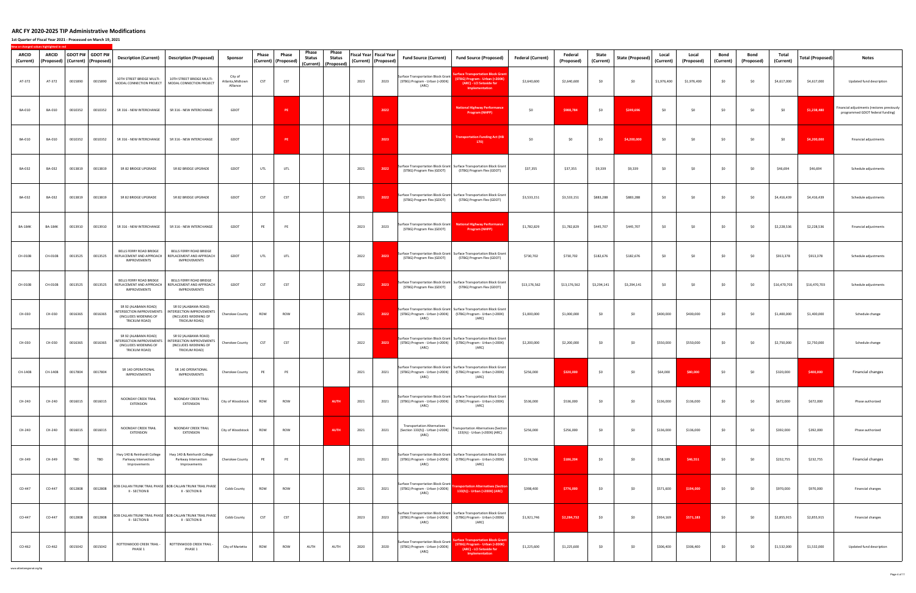# ARC FY 2020-2025 TIP Administrative Modifications

**1st Quarter of Fiscal Year 2021 - Processed on March 19, 2021**

New or changed values highlighted in red

| ARCID (Current) | ARCID (Proposed) | GDOT PI# (Current) | GDOT PI# (Proposed) | Description (Current) | Description (Proposed) | Sponsor | Phase (Current) | Phase (Proposed) | Phase Status (Current) | Phase Status (Proposed) | Fiscal Year (Current) | Fiscal Year (Proposed) | Fund Source (Current) | Fund Source (Proposed) | Federal (Current) | Federal (Proposed) | State (Current) | State (Proposed) | Local (Current) | Local (Proposed) | Bond (Current) | Bond (Proposed) | Total (Current) | Total (Proposed) | Notes |
|---|---|---|---|---|---|---|---|---|---|---|---|---|---|---|---|---|---|---|---|---|---|---|---|---|---|
| AT-372 | AT-372 | 0015890 | 0015890 | 10TH STREET BRIDGE MULTI-MODAL CONNECTION PROJECT | 10TH STREET BRIDGE MULTI-MODAL CONNECTION PROJECT | City of Atlanta,Midtown Alliance | CST | CST | | | 2023 | 2023 | Surface Transportation Block Grant (STBG) Program - Urban (>200K) (ARC) | Surface Transportation Block Grant (STBG) Program - Urban (>200K) (ARC) - LCI Setaside for Implementation | $2,640,600 | $2,640,600 | $0 | $0 | $1,976,400 | $1,976,400 | $0 | $0 | $4,617,000 | $4,617,000 | Updated fund description |
| BA-010 | BA-010 | 0010352 | 0010352 | SR 316 - NEW INTERCHANGE | SR 316 - NEW INTERCHANGE | GDOT | | PE | | | | 2022 | | National Highway Performance Program (NHPP) | $0 | $988,784 | $0 | $249,696 | $0 | $0 | $0 | $0 | $0 | $1,238,480 | Financial adjustments (restores previously programmed GDOT federal funding) |
| BA-010 | BA-010 | 0010352 | 0010352 | SR 316 - NEW INTERCHANGE | SR 316 - NEW INTERCHANGE | GDOT | | PE | | | | 2023 | | Transportation Funding Act (HB 170) | $0 | $0 | $0 | $4,200,000 | $0 | $0 | $0 | $0 | $0 | $4,200,000 | Financial adjustments |
| BA-032 | BA-032 | 0013819 | 0013819 | SR 82 BRIDGE UPGRADE | SR 82 BRIDGE UPGRADE | GDOT | UTL | UTL | | | 2021 | 2022 | Surface Transportation Block Grant (STBG) Program Flex (GDOT) | Surface Transportation Block Grant (STBG) Program Flex (GDOT) | $37,355 | $37,355 | $9,339 | $9,339 | $0 | $0 | $0 | $0 | $46,694 | $46,694 | Schedule adjustments |
| BA-032 | BA-032 | 0013819 | 0013819 | SR 82 BRIDGE UPGRADE | SR 82 BRIDGE UPGRADE | GDOT | CST | CST | | | 2021 | 2022 | Surface Transportation Block Grant (STBG) Program Flex (GDOT) | Surface Transportation Block Grant (STBG) Program Flex (GDOT) | $3,533,151 | $3,533,151 | $883,288 | $883,288 | $0 | $0 | $0 | $0 | $4,416,439 | $4,416,439 | Schedule adjustments |
| BA-184K | BA-184K | 0013910 | 0013910 | SR 316 - NEW INTERCHANGE | SR 316 - NEW INTERCHANGE | GDOT | PE | PE | | | 2023 | 2023 | Surface Transportation Block Grant (STBG) Program Flex (GDOT) | National Highway Performance Program (NHPP) | $1,782,829 | $1,782,829 | $445,707 | $445,707 | $0 | $0 | $0 | $0 | $2,228,536 | $2,228,536 | Financial adjustments |
| CH-010B | CH-010B | 0013525 | 0013525 | BELLS FERRY ROAD BRIDGE REPLACEMENT AND APPROACH IMPROVEMENTS | BELLS FERRY ROAD BRIDGE REPLACEMENT AND APPROACH IMPROVEMENTS | GDOT | UTL | UTL | | | 2022 | 2023 | Surface Transportation Block Grant (STBG) Program Flex (GDOT) | Surface Transportation Block Grant (STBG) Program Flex (GDOT) | $730,702 | $730,702 | $182,676 | $182,676 | $0 | $0 | $0 | $0 | $913,378 | $913,378 | Schedule adjustments |
| CH-010B | CH-010B | 0013525 | 0013525 | BELLS FERRY ROAD BRIDGE REPLACEMENT AND APPROACH IMPROVEMENTS | BELLS FERRY ROAD BRIDGE REPLACEMENT AND APPROACH IMPROVEMENTS | GDOT | CST | CST | | | 2022 | 2023 | Surface Transportation Block Grant (STBG) Program Flex (GDOT) | Surface Transportation Block Grant (STBG) Program Flex (GDOT) | $13,176,562 | $13,176,562 | $3,294,141 | $3,294,141 | $0 | $0 | $0 | $0 | $16,470,703 | $16,470,703 | Schedule adjustments |
| CH-030 | CH-030 | 0016365 | 0016365 | SR 92 (ALABAMA ROAD) INTERSECTION IMPROVEMENTS (INCLUDES WIDENING OF TRICKUM ROAD) | SR 92 (ALABAMA ROAD) INTERSECTION IMPROVEMENTS (INCLUDES WIDENING OF TRICKUM ROAD) | Cherokee County | ROW | ROW | | | 2021 | 2022 | Surface Transportation Block Grant (STBG) Program - Urban (>200K) (ARC) | Surface Transportation Block Grant (STBG) Program - Urban (>200K) (ARC) | $1,000,000 | $1,000,000 | $0 | $0 | $400,000 | $400,000 | $0 | $0 | $1,400,000 | $1,400,000 | Schedule change |
| CH-030 | CH-030 | 0016365 | 0016365 | SR 92 (ALABAMA ROAD) INTERSECTION IMPROVEMENTS (INCLUDES WIDENING OF TRICKUM ROAD) | SR 92 (ALABAMA ROAD) INTERSECTION IMPROVEMENTS (INCLUDES WIDENING OF TRICKUM ROAD) | Cherokee County | CST | CST | | | 2022 | 2023 | Surface Transportation Block Grant (STBG) Program - Urban (>200K) (ARC) | Surface Transportation Block Grant (STBG) Program - Urban (>200K) (ARC) | $2,200,000 | $2,200,000 | $0 | $0 | $550,000 | $550,000 | $0 | $0 | $2,750,000 | $2,750,000 | Schedule change |
| CH-140B | CH-140B | 0017804 | 0017804 | SR 140 OPERATIONAL IMPROVEMENTS | SR 140 OPERATIONAL IMPROVEMENTS | Cherokee County | PE | PE | | | 2021 | 2021 | Surface Transportation Block Grant (STBG) Program - Urban (>200K) (ARC) | Surface Transportation Block Grant (STBG) Program - Urban (>200K) (ARC) | $256,000 | $320,000 | $0 | $0 | $64,000 | $80,000 | $0 | $0 | $320,000 | $400,000 | Financial changes |
| CH-240 | CH-240 | 0016015 | 0016015 | NOONDAY CREEK TRAIL EXTENSION | NOONDAY CREEK TRAIL EXTENSION | City of Woodstock | ROW | ROW | | AUTH | 2021 | 2021 | Surface Transportation Block Grant (STBG) Program - Urban (>200K) (ARC) | Surface Transportation Block Grant (STBG) Program - Urban (>200K) (ARC) | $536,000 | $536,000 | $0 | $0 | $136,000 | $136,000 | $0 | $0 | $672,000 | $672,000 | Phase authorized |
| CH-240 | CH-240 | 0016015 | 0016015 | NOONDAY CREEK TRAIL EXTENSION | NOONDAY CREEK TRAIL EXTENSION | City of Woodstock | ROW | ROW | | AUTH | 2021 | 2021 | Transportation Alternatives (Section 133(h)) - Urban (>200K) (ARC) | Transportation Alternatives (Section 133(h)) - Urban (>200K) (ARC) | $256,000 | $256,000 | $0 | $0 | $136,000 | $136,000 | $0 | $0 | $392,000 | $392,000 | Phase authorized |
| CH-349 | CH-349 | TBD | TBD | Hwy 140 & Reinhardt College Parkway Intersection Improvements | Hwy 140 & Reinhardt College Parkway Intersection Improvements | Cherokee County | PE | PE | | | 2021 | 2021 | Surface Transportation Block Grant (STBG) Program - Urban (>200K) (ARC) | Surface Transportation Block Grant (STBG) Program - Urban (>200K) (ARC) | $174,566 | $186,204 | $0 | $0 | $58,189 | $46,551 | $0 | $0 | $232,755 | $232,755 | Financial changes |
| CO-447 | CO-447 | 0012808 | 0012808 | BOB CALLAN TRUNK TRAIL PHASE II - SECTION B | BOB CALLAN TRUNK TRAIL PHASE II - SECTION B | Cobb County | ROW | ROW | | | 2021 | 2021 | Surface Transportation Block Grant (STBG) Program - Urban (>200K) (ARC) | Transportation Alternatives (Section 133(h)) - Urban (>200K) (ARC) | $398,400 | $776,000 | $0 | $0 | $571,600 | $194,000 | $0 | $0 | $970,000 | $970,000 | Financial changes |
| CO-447 | CO-447 | 0012808 | 0012808 | BOB CALLAN TRUNK TRAIL PHASE II - SECTION B | BOB CALLAN TRUNK TRAIL PHASE II - SECTION B | Cobb County | CST | CST | | | 2023 | 2023 | Surface Transportation Block Grant (STBG) Program - Urban (>200K) (ARC) | Surface Transportation Block Grant (STBG) Program - Urban (>200K) (ARC) | $1,921,746 | $2,284,732 | $0 | $0 | $934,169 | $571,183 | $0 | $0 | $2,855,915 | $2,855,915 | Financial changes |
| CO-462 | CO-462 | 0015042 | 0015042 | ROTTENWOOD CREEK TRAIL - PHASE 1 | ROTTENWOOD CREEK TRAIL - PHASE 1 | City of Marietta | ROW | ROW | AUTH | AUTH | 2020 | 2020 | Surface Transportation Block Grant (STBG) Program - Urban (>200K) (ARC) | Surface Transportation Block Grant (STBG) Program - Urban (>200K) (ARC) - LCI Setaside for Implementation | $1,225,600 | $1,225,600 | $0 | $0 | $306,400 | $306,400 | $0 | $0 | $1,532,000 | $1,532,000 | Updated fund description |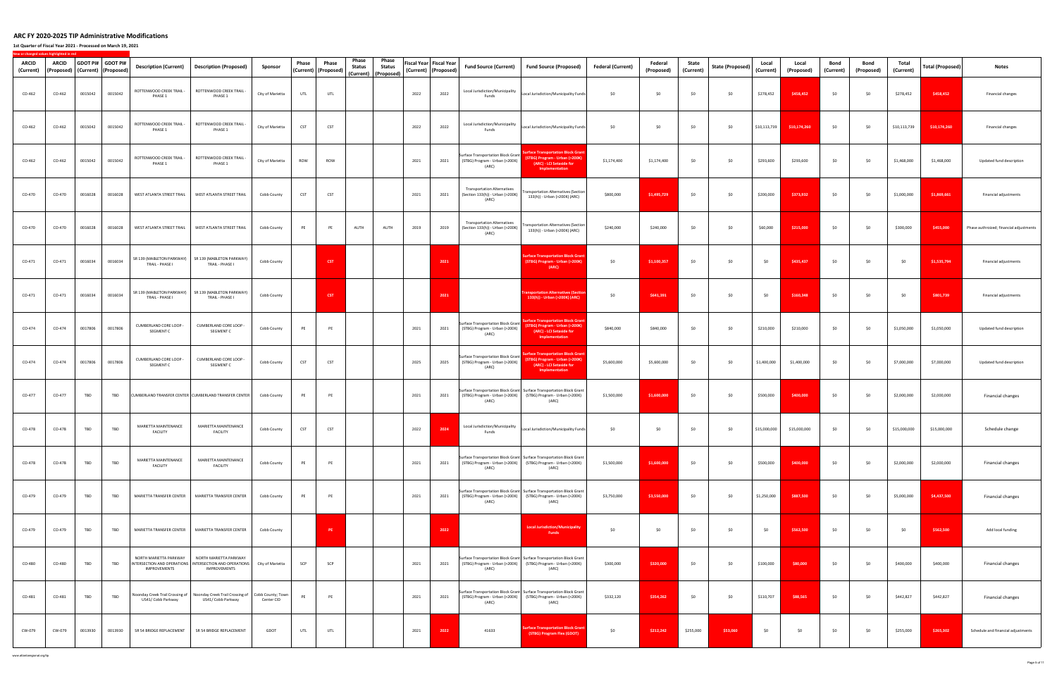# ARC FY 2020-2025 TIP Administrative Modifications

**1st Quarter of Fiscal Year 2021 - Processed on March 19, 2021**

New or changed values highlighted in red

| ARCID (Current) | ARCID (Proposed) | GDOT PI# (Current) | GDOT PI# (Proposed) | Description (Current) | Description (Proposed) | Sponsor | Phase (Current) | Phase (Proposed) | Phase Status (Current) | Phase Status (Proposed) | Fiscal Year (Current) | Fiscal Year (Proposed) | Fund Source (Current) | Fund Source (Proposed) | Federal (Current) | Federal (Proposed) | State (Current) | State (Proposed) | Local (Current) | Local (Proposed) | Bond (Current) | Bond (Proposed) | Total (Current) | Total (Proposed) | Notes |
|---|---|---|---|---|---|---|---|---|---|---|---|---|---|---|---|---|---|---|---|---|---|---|---|---|---|
| CO-462 | CO-462 | 0015042 | 0015042 | ROTTENWOOD CREEK TRAIL - PHASE 1 | ROTTENWOOD CREEK TRAIL - PHASE 1 | City of Marietta | UTL | UTL | | | 2022 | 2022 | Local Jurisdiction/Municipality Funds | Local Jurisdiction/Municipality Funds | $0 | $0 | $0 | $0 | $278,452 | $458,452 | $0 | $0 | $278,452 | $458,452 | Financial changes |
| CO-462 | CO-462 | 0015042 | 0015042 | ROTTENWOOD CREEK TRAIL - PHASE 1 | ROTTENWOOD CREEK TRAIL - PHASE 1 | City of Marietta | CST | CST | | | 2022 | 2022 | Local Jurisdiction/Municipality Funds | Local Jurisdiction/Municipality Funds | $0 | $0 | $0 | $0 | $10,113,739 | $10,174,260 | $0 | $0 | $10,113,739 | $10,174,260 | Financial changes |
| CO-462 | CO-462 | 0015042 | 0015042 | ROTTENWOOD CREEK TRAIL - PHASE 1 | ROTTENWOOD CREEK TRAIL - PHASE 1 | City of Marietta | ROW | ROW | | | 2021 | 2021 | Surface Transportation Block Grant (STBG) Program - Urban (>200K) (ARC) | Surface Transportation Block Grant (STBG) Program - Urban (>200K) (ARC) - LCI Setaside for Implementation | $1,174,400 | $1,174,400 | $0 | $0 | $293,600 | $293,600 | $0 | $0 | $1,468,000 | $1,468,000 | Updated fund description |
| CO-470 | CO-470 | 0016028 | 0016028 | WEST ATLANTA STREET TRAIL | WEST ATLANTA STREET TRAIL | Cobb County | CST | CST | | | 2021 | 2021 | Transportation Alternatives (Section 133(h)) - Urban (>200K) (ARC) | Transportation Alternatives (Section 133(h)) - Urban (>200K) (ARC) | $800,000 | $1,495,729 | $0 | $0 | $200,000 | $373,932 | $0 | $0 | $1,000,000 | $1,869,661 | Financial adjustments |
| CO-470 | CO-470 | 0016028 | 0016028 | WEST ATLANTA STREET TRAIL | WEST ATLANTA STREET TRAIL | Cobb County | PE | PE | AUTH | AUTH | 2019 | 2019 | Transportation Alternatives (Section 133(h)) - Urban (>200K) (ARC) | Transportation Alternatives (Section 133(h)) - Urban (>200K) (ARC) | $240,000 | $240,000 | $0 | $0 | $60,000 | $215,000 | $0 | $0 | $300,000 | $455,000 | Phase authroized; financial adjustments |
| CO-471 | CO-471 | 0016034 | 0016034 | SR 139 (MABLETON PARKWAY) TRAIL - PHASE I | SR 139 (MABLETON PARKWAY) TRAIL - PHASE I | Cobb County | | CST | | | | 2021 | | Surface Transportation Block Grant (STBG) Program - Urban (>200K) (ARC) | $0 | $1,100,357 | $0 | $0 | $0 | $435,437 | $0 | $0 | $0 | $1,535,794 | Financial adjustments |
| CO-471 | CO-471 | 0016034 | 0016034 | SR 139 (MABLETON PARKWAY) TRAIL - PHASE I | SR 139 (MABLETON PARKWAY) TRAIL - PHASE I | Cobb County | | CST | | | | 2021 | | Transportation Alternatives (Section 133(h)) - Urban (>200K) (ARC) | $0 | $641,391 | $0 | $0 | $0 | $160,348 | $0 | $0 | $0 | $801,739 | Financial adjustments |
| CO-474 | CO-474 | 0017806 | 0017806 | CUMBERLAND CORE LOOP - SEGMENT C | CUMBERLAND CORE LOOP - SEGMENT C | Cobb County | PE | PE | | | 2021 | 2021 | Surface Transportation Block Grant (STBG) Program - Urban (>200K) (ARC) | Surface Transportation Block Grant (STBG) Program - Urban (>200K) (ARC) - LCI Setaside for Implementation | $840,000 | $840,000 | $0 | $0 | $210,000 | $210,000 | $0 | $0 | $1,050,000 | $1,050,000 | Updated fund description |
| CO-474 | CO-474 | 0017806 | 0017806 | CUMBERLAND CORE LOOP - SEGMENT C | CUMBERLAND CORE LOOP - SEGMENT C | Cobb County | CST | CST | | | 2025 | 2025 | Surface Transportation Block Grant (STBG) Program - Urban (>200K) (ARC) | Surface Transportation Block Grant (STBG) Program - Urban (>200K) (ARC) - LCI Setaside for Implementation | $5,600,000 | $5,600,000 | $0 | $0 | $1,400,000 | $1,400,000 | $0 | $0 | $7,000,000 | $7,000,000 | Updated fund description |
| CO-477 | CO-477 | TBD | TBD | CUMBERLAND TRANSFER CENTER | CUMBERLAND TRANSFER CENTER | Cobb County | PE | PE | | | 2021 | 2021 | Surface Transportation Block Grant (STBG) Program - Urban (>200K) (ARC) | Surface Transportation Block Grant (STBG) Program - Urban (>200K) (ARC) | $1,500,000 | $1,600,000 | $0 | $0 | $500,000 | $400,000 | $0 | $0 | $2,000,000 | $2,000,000 | Financial changes |
| CO-478 | CO-478 | TBD | TBD | MARIETTA MAINTENANCE FACILITY | MARIETTA MAINTENANCE FACILITY | Cobb County | CST | CST | | | 2022 | 2024 | Local Jurisdiction/Municipality Funds | Local Jurisdiction/Municipality Funds | $0 | $0 | $0 | $0 | $15,000,000 | $15,000,000 | $0 | $0 | $15,000,000 | $15,000,000 | Schedule change |
| CO-478 | CO-478 | TBD | TBD | MARIETTA MAINTENANCE FACILITY | MARIETTA MAINTENANCE FACILITY | Cobb County | PE | PE | | | 2021 | 2021 | Surface Transportation Block Grant (STBG) Program - Urban (>200K) (ARC) | Surface Transportation Block Grant (STBG) Program - Urban (>200K) (ARC) | $1,500,000 | $1,600,000 | $0 | $0 | $500,000 | $400,000 | $0 | $0 | $2,000,000 | $2,000,000 | Financial changes |
| CO-479 | CO-479 | TBD | TBD | MARIETTA TRANSFER CENTER | MARIETTA TRANSFER CENTER | Cobb County | PE | PE | | | 2021 | 2021 | Surface Transportation Block Grant (STBG) Program - Urban (>200K) (ARC) | Surface Transportation Block Grant (STBG) Program - Urban (>200K) (ARC) | $3,750,000 | $3,550,000 | $0 | $0 | $1,250,000 | $887,500 | $0 | $0 | $5,000,000 | $4,437,500 | Financial changes |
| CO-479 | CO-479 | TBD | TBD | MARIETTA TRANSFER CENTER | MARIETTA TRANSFER CENTER | Cobb County | | PE | | | | 2022 | | Local Jurisdiction/Municipality Funds | $0 | $0 | $0 | $0 | $0 | $562,500 | $0 | $0 | $0 | $562,500 | Add local funding |
| CO-480 | CO-480 | TBD | TBD | NORTH MARIETTA PARKWAY INTERSECTION AND OPERATIONS IMPROVEMENTS | NORTH MARIETTA PARKWAY INTERSECTION AND OPERATIONS IMPROVEMENTS | City of Marietta | SCP | SCP | | | 2021 | 2021 | Surface Transportation Block Grant (STBG) Program - Urban (>200K) (ARC) | Surface Transportation Block Grant (STBG) Program - Urban (>200K) (ARC) | $300,000 | $320,000 | $0 | $0 | $100,000 | $80,000 | $0 | $0 | $400,000 | $400,000 | Financial changes |
| CO-481 | CO-481 | TBD | TBD | Noonday Creek Trail Crossing of US41/ Cobb Parkway | Noonday Creek Trail Crossing of US41/ Cobb Parkway | Cobb County; Town Center CID | PE | PE | | | 2021 | 2021 | Surface Transportation Block Grant (STBG) Program - Urban (>200K) (ARC) | Surface Transportation Block Grant (STBG) Program - Urban (>200K) (ARC) | $332,120 | $354,262 | $0 | $0 | $110,707 | $88,565 | $0 | $0 | $442,827 | $442,827 | Financial changes |
| CW-079 | CW-079 | 0013930 | 0013930 | SR 54 BRIDGE REPLACEMENT | SR 54 BRIDGE REPLACEMENT | GDOT | UTL | UTL | | | 2021 | 2022 | 41633 | Surface Transportation Block Grant (STBG) Program Flex (GDOT) | $0 | $212,242 | $255,000 | $53,060 | $0 | $0 | $0 | $0 | $255,000 | $265,302 | Schedule and financial adjustments |

www.atlantaregional.org/tip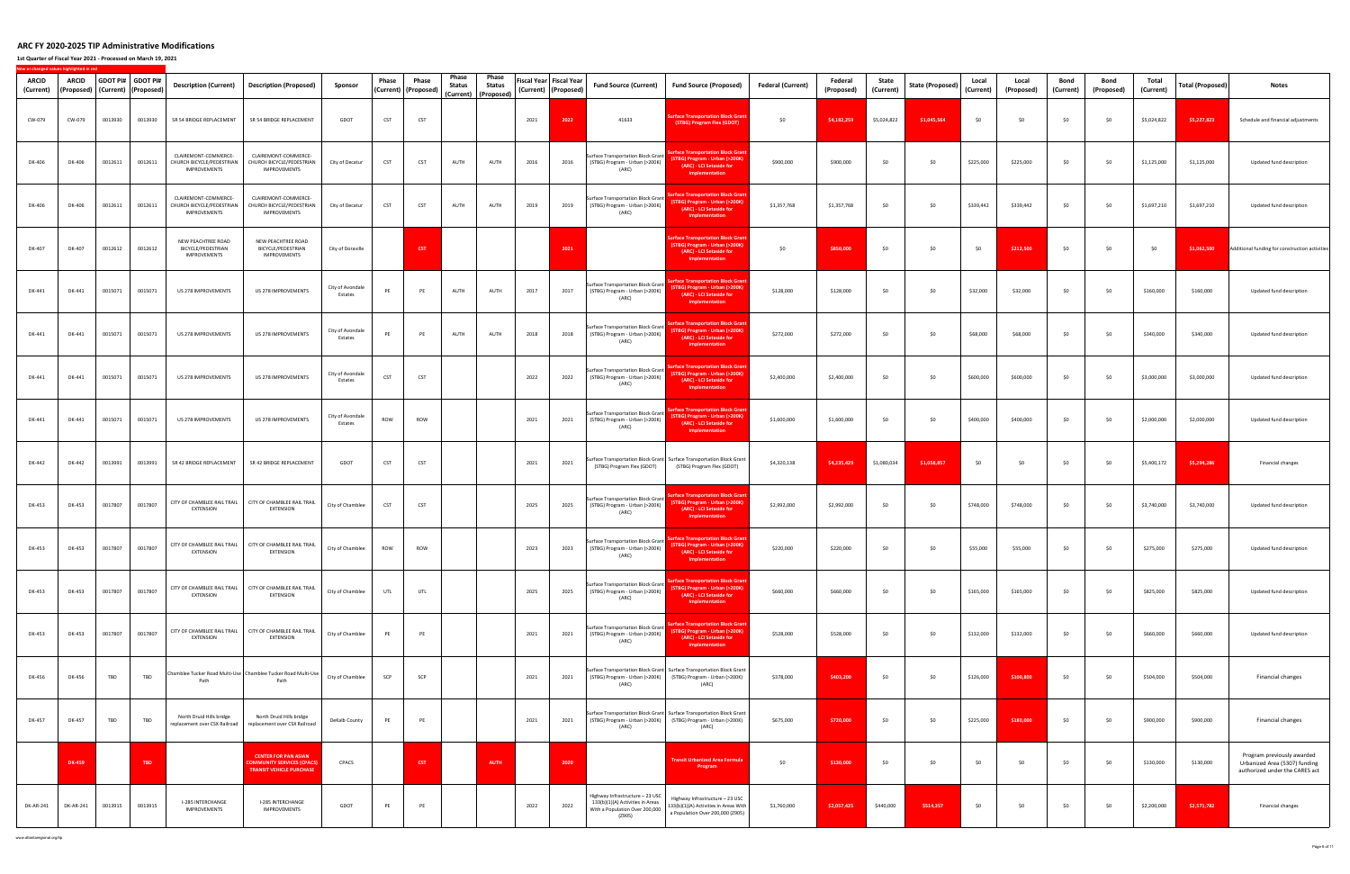# ARC FY 2020-2025 TIP Administrative Modifications

**1st Quarter of Fiscal Year 2021 - Processed on March 19, 2021**

New or changed values highlighted in red

| ARCID (Current) | ARCID (Proposed) | GDOT PI# (Current) | GDOT PI# (Proposed) | Description (Current) | Description (Proposed) | Sponsor | Phase (Current) | Phase (Proposed) | Phase Status (Current) | Phase Status (Proposed) | Fiscal Year (Current) | Fiscal Year (Proposed) | Fund Source (Current) | Fund Source (Proposed) | Federal (Current) | Federal (Proposed) | State (Current) | State (Proposed) | Local (Current) | Local (Proposed) | Bond (Current) | Bond (Proposed) | Total (Current) | Total (Proposed) | Notes |
|---|---|---|---|---|---|---|---|---|---|---|---|---|---|---|---|---|---|---|---|---|---|---|---|---|---|
| CW-079 | CW-079 | 0013930 | 0013930 | SR 54 BRIDGE REPLACEMENT | SR 54 BRIDGE REPLACEMENT | GDOT | CST | CST | | | 2021 | 2022 | 41633 | Surface Transportation Block Grant (STBG) Program Flex (GDOT) | $0 | $4,182,259 | $5,024,822 | $1,045,564 | $0 | $0 | $0 | $0 | $5,024,822 | $5,227,823 | Schedule and financial adjustments |
| DK-406 | DK-406 | 0012611 | 0012611 | CLAIREMONT-COMMERCE-CHURCH BICYCLE/PEDESTRIAN IMPROVEMENTS | CLAIREMONT-COMMERCE-CHURCH BICYCLE/PEDESTRIAN IMPROVEMENTS | City of Decatur | CST | CST | AUTH | AUTH | 2016 | 2016 | Surface Transportation Block Grant (STBG) Program - Urban (>200K) (ARC) | Surface Transportation Block Grant (STBG) Program - Urban (>200K) (ARC) - LCI Setaside for Implementation | $900,000 | $900,000 | $0 | $0 | $225,000 | $225,000 | $0 | $0 | $1,125,000 | $1,125,000 | Updated fund description |
| DK-406 | DK-406 | 0012611 | 0012611 | CLAIREMONT-COMMERCE-CHURCH BICYCLE/PEDESTRIAN IMPROVEMENTS | CLAIREMONT-COMMERCE-CHURCH BICYCLE/PEDESTRIAN IMPROVEMENTS | City of Decatur | CST | CST | AUTH | AUTH | 2019 | 2019 | Surface Transportation Block Grant (STBG) Program - Urban (>200K) (ARC) | Surface Transportation Block Grant (STBG) Program - Urban (>200K) (ARC) - LCI Setaside for Implementation | $1,357,768 | $1,357,768 | $0 | $0 | $339,442 | $339,442 | $0 | $0 | $1,697,210 | $1,697,210 | Updated fund description |
| DK-407 | DK-407 | 0012612 | 0012612 | NEW PEACHTREE ROAD BICYCLE/PEDESTRIAN IMPROVEMENTS | NEW PEACHTREE ROAD BICYCLE/PEDESTRIAN IMPROVEMENTS | City of Doraville | | CST | | | | 2021 | | Surface Transportation Block Grant (STBG) Program - Urban (>200K) (ARC) - LCI Setaside for Implementation | $0 | $850,000 | $0 | $0 | $0 | $212,500 | $0 | $0 | $0 | $1,062,500 | Additional funding for construction activities |
| DK-441 | DK-441 | 0015071 | 0015071 | US 278 IMPROVEMENTS | US 278 IMPROVEMENTS | City of Avondale Estates | PE | PE | AUTH | AUTH | 2017 | 2017 | Surface Transportation Block Grant (STBG) Program - Urban (>200K) (ARC) | Surface Transportation Block Grant (STBG) Program - Urban (>200K) (ARC) - LCI Setaside for Implementation | $128,000 | $128,000 | $0 | $0 | $32,000 | $32,000 | $0 | $0 | $160,000 | $160,000 | Updated fund description |
| DK-441 | DK-441 | 0015071 | 0015071 | US 278 IMPROVEMENTS | US 278 IMPROVEMENTS | City of Avondale Estates | PE | PE | AUTH | AUTH | 2018 | 2018 | Surface Transportation Block Grant (STBG) Program - Urban (>200K) (ARC) | Surface Transportation Block Grant (STBG) Program - Urban (>200K) (ARC) - LCI Setaside for Implementation | $272,000 | $272,000 | $0 | $0 | $68,000 | $68,000 | $0 | $0 | $340,000 | $340,000 | Updated fund description |
| DK-441 | DK-441 | 0015071 | 0015071 | US 278 IMPROVEMENTS | US 278 IMPROVEMENTS | City of Avondale Estates | CST | CST | | | 2022 | 2022 | Surface Transportation Block Grant (STBG) Program - Urban (>200K) (ARC) | Surface Transportation Block Grant (STBG) Program - Urban (>200K) (ARC) - LCI Setaside for Implementation | $2,400,000 | $2,400,000 | $0 | $0 | $600,000 | $600,000 | $0 | $0 | $3,000,000 | $3,000,000 | Updated fund description |
| DK-441 | DK-441 | 0015071 | 0015071 | US 278 IMPROVEMENTS | US 278 IMPROVEMENTS | City of Avondale Estates | ROW | ROW | | | 2021 | 2021 | Surface Transportation Block Grant (STBG) Program - Urban (>200K) (ARC) | Surface Transportation Block Grant (STBG) Program - Urban (>200K) (ARC) - LCI Setaside for Implementation | $1,600,000 | $1,600,000 | $0 | $0 | $400,000 | $400,000 | $0 | $0 | $2,000,000 | $2,000,000 | Updated fund description |
| DK-442 | DK-442 | 0013991 | 0013991 | SR 42 BRIDGE REPLACEMENT | SR 42 BRIDGE REPLACEMENT | GDOT | CST | CST | | | 2021 | 2021 | Surface Transportation Block Grant (STBG) Program Flex (GDOT) | Surface Transportation Block Grant (STBG) Program Flex (GDOT) | $4,320,138 | $4,235,429 | $1,080,034 | $1,058,857 | $0 | $0 | $0 | $0 | $5,400,172 | $5,294,286 | Financial changes |
| DK-453 | DK-453 | 0017807 | 0017807 | CITY OF CHAMBLEE RAIL TRAIL EXTENSION | CITY OF CHAMBLEE RAIL TRAIL EXTENSION | City of Chamblee | CST | CST | | | 2025 | 2025 | Surface Transportation Block Grant (STBG) Program - Urban (>200K) (ARC) | Surface Transportation Block Grant (STBG) Program - Urban (>200K) (ARC) - LCI Setaside for Implementation | $2,992,000 | $2,992,000 | $0 | $0 | $748,000 | $748,000 | $0 | $0 | $3,740,000 | $3,740,000 | Updated fund description |
| DK-453 | DK-453 | 0017807 | 0017807 | CITY OF CHAMBLEE RAIL TRAIL EXTENSION | CITY OF CHAMBLEE RAIL TRAIL EXTENSION | City of Chamblee | ROW | ROW | | | 2023 | 2023 | Surface Transportation Block Grant (STBG) Program - Urban (>200K) (ARC) | Surface Transportation Block Grant (STBG) Program - Urban (>200K) (ARC) - LCI Setaside for Implementation | $220,000 | $220,000 | $0 | $0 | $55,000 | $55,000 | $0 | $0 | $275,000 | $275,000 | Updated fund description |
| DK-453 | DK-453 | 0017807 | 0017807 | CITY OF CHAMBLEE RAIL TRAIL EXTENSION | CITY OF CHAMBLEE RAIL TRAIL EXTENSION | City of Chamblee | UTL | UTL | | | 2025 | 2025 | Surface Transportation Block Grant (STBG) Program - Urban (>200K) (ARC) | Surface Transportation Block Grant (STBG) Program - Urban (>200K) (ARC) - LCI Setaside for Implementation | $660,000 | $660,000 | $0 | $0 | $165,000 | $165,000 | $0 | $0 | $825,000 | $825,000 | Updated fund description |
| DK-453 | DK-453 | 0017807 | 0017807 | CITY OF CHAMBLEE RAIL TRAIL EXTENSION | CITY OF CHAMBLEE RAIL TRAIL EXTENSION | City of Chamblee | PE | PE | | | 2021 | 2021 | Surface Transportation Block Grant (STBG) Program - Urban (>200K) (ARC) | Surface Transportation Block Grant (STBG) Program - Urban (>200K) (ARC) - LCI Setaside for Implementation | $528,000 | $528,000 | $0 | $0 | $132,000 | $132,000 | $0 | $0 | $660,000 | $660,000 | Updated fund description |
| DK-456 | DK-456 | TBD | TBD | Chamblee Tucker Road Multi-Use Path | Chamblee Tucker Road Multi-Use Path | City of Chamblee | SCP | SCP | | | 2021 | 2021 | Surface Transportation Block Grant (STBG) Program - Urban (>200K) (ARC) | Surface Transportation Block Grant (STBG) Program - Urban (>200K) (ARC) | $378,000 | $403,200 | $0 | $0 | $126,000 | $100,800 | $0 | $0 | $504,000 | $504,000 | Financial changes |
| DK-457 | DK-457 | TBD | TBD | North Druid Hills bridge replacement over CSX Railroad | North Druid Hills bridge replacement over CSX Railroad | DeKalb County | PE | PE | | | 2021 | 2021 | Surface Transportation Block Grant (STBG) Program - Urban (>200K) (ARC) | Surface Transportation Block Grant (STBG) Program - Urban (>200K) (ARC) | $675,000 | $720,000 | $0 | $0 | $225,000 | $180,000 | $0 | $0 | $900,000 | $900,000 | Financial changes |
| | DK-450 | | TBD | | CENTER FOR PAN ASIAN COMMUNITY SERVICES (CPACS) TRANSIT VEHICLE PURCHASE | CPACS | | CST | | AUTH | | 2020 | | Transit Urbanized Area Formula Program | $0 | $130,000 | $0 | $0 | $0 | $0 | $0 | $0 | $130,000 | $130,000 | Program previously awarded Urbanized Area (5307) funding authorized under the CARES act |
| DK-AR-241 | DK-AR-241 | 0013915 | 0013915 | I-285 INTERCHANGE IMPROVEMENTS | I-285 INTERCHANGE IMPROVEMENTS | GDOT | PE | PE | | | 2022 | 2022 | Highway Infrastructure – 23 USC 133(b)(1)(A) Activities in Areas With a Population Over 200,000 (Z905) | Highway Infrastructure – 23 USC 133(b)(1)(A) Activities in Areas With a Population Over 200,000 (Z905) | $1,760,000 | $2,057,425 | $440,000 | $514,357 | $0 | $0 | $0 | $0 | $2,200,000 | $2,571,782 | Financial changes |

www.atlantaregional.org/tip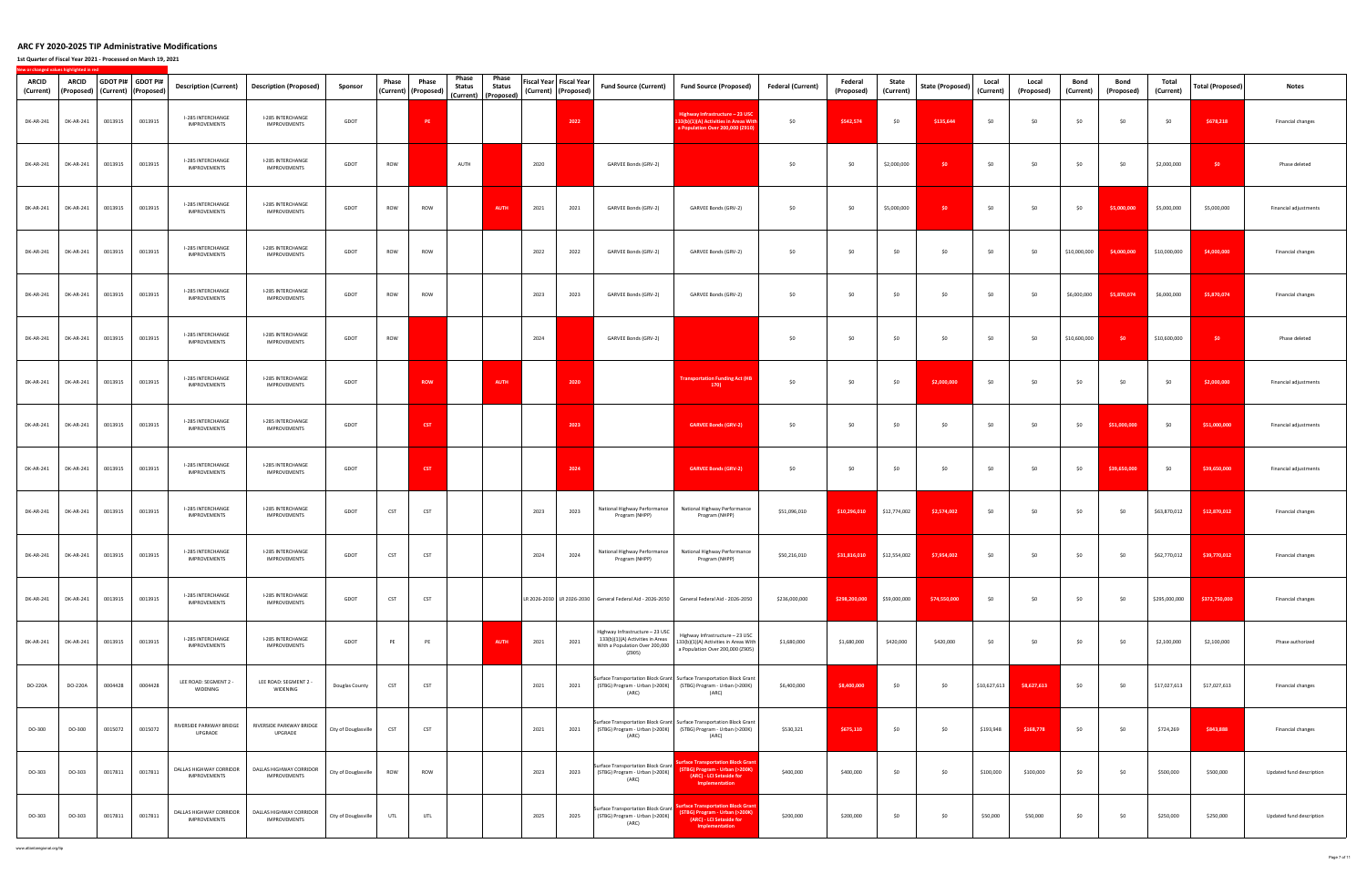# ARC FY 2020-2025 TIP Administrative Modifications

**1st Quarter of Fiscal Year 2021 - Processed on March 19, 2021**

New or changed values highlighted in red

| ARCID (Current) | ARCID (Proposed) | GDOT PI# (Current) | GDOT PI# (Proposed) | Description (Current) | Description (Proposed) | Sponsor | Phase (Current) | Phase (Proposed) | Phase Status (Current) | Phase Status (Proposed) | Fiscal Year (Current) | Fiscal Year (Proposed) | Fund Source (Current) | Fund Source (Proposed) | Federal (Current) | Federal (Proposed) | State (Current) | State (Proposed) | Local (Current) | Local (Proposed) | Bond (Current) | Bond (Proposed) | Total (Current) | Total (Proposed) | Notes |
|---|---|---|---|---|---|---|---|---|---|---|---|---|---|---|---|---|---|---|---|---|---|---|---|---|---|
| DK-AR-241 | DK-AR-241 | 0013915 | 0013915 | I-285 INTERCHANGE IMPROVEMENTS | I-285 INTERCHANGE IMPROVEMENTS | GDOT | | PE | | | | 2022 | | Highway Infrastructure – 23 USC 133(b)(1)(A) Activities in Areas With a Population Over 200,000 (Z910) | $0 | $542,574 | $0 | $135,644 | $0 | $0 | $0 | $0 | $0 | $678,218 | Financial changes |
| DK-AR-241 | DK-AR-241 | 0013915 | 0013915 | I-285 INTERCHANGE IMPROVEMENTS | I-285 INTERCHANGE IMPROVEMENTS | GDOT | ROW | | AUTH | | 2020 | | GARVEE Bonds (GRV-2) | | $0 | $0 | $2,000,000 | $0 | $0 | $0 | $0 | $0 | $2,000,000 | $0 | Phase deleted |
| DK-AR-241 | DK-AR-241 | 0013915 | 0013915 | I-285 INTERCHANGE IMPROVEMENTS | I-285 INTERCHANGE IMPROVEMENTS | GDOT | ROW | ROW | | AUTH | 2021 | 2021 | GARVEE Bonds (GRV-2) | GARVEE Bonds (GRV-2) | $0 | $0 | $5,000,000 | $0 | $0 | $0 | $0 | $5,000,000 | $5,000,000 | $5,000,000 | Financial adjustments |
| DK-AR-241 | DK-AR-241 | 0013915 | 0013915 | I-285 INTERCHANGE IMPROVEMENTS | I-285 INTERCHANGE IMPROVEMENTS | GDOT | ROW | ROW | | | 2022 | 2022 | GARVEE Bonds (GRV-2) | GARVEE Bonds (GRV-2) | $0 | $0 | $0 | $0 | $0 | $0 | $10,000,000 | $4,000,000 | $10,000,000 | $4,000,000 | Financial changes |
| DK-AR-241 | DK-AR-241 | 0013915 | 0013915 | I-285 INTERCHANGE IMPROVEMENTS | I-285 INTERCHANGE IMPROVEMENTS | GDOT | ROW | ROW | | | 2023 | 2023 | GARVEE Bonds (GRV-2) | GARVEE Bonds (GRV-2) | $0 | $0 | $0 | $0 | $0 | $0 | $6,000,000 | $5,870,074 | $6,000,000 | $5,870,074 | Financial changes |
| DK-AR-241 | DK-AR-241 | 0013915 | 0013915 | I-285 INTERCHANGE IMPROVEMENTS | I-285 INTERCHANGE IMPROVEMENTS | GDOT | ROW | | | | 2024 | | GARVEE Bonds (GRV-2) | | $0 | $0 | $0 | $0 | $0 | $0 | $10,600,000 | $0 | $10,600,000 | $0 | Phase deleted |
| DK-AR-241 | DK-AR-241 | 0013915 | 0013915 | I-285 INTERCHANGE IMPROVEMENTS | I-285 INTERCHANGE IMPROVEMENTS | GDOT | | ROW | | AUTH | | 2020 | | Transportation Funding Act (HB 170) | $0 | $0 | $0 | $2,000,000 | $0 | $0 | $0 | $0 | $0 | $2,000,000 | Financial adjustments |
| DK-AR-241 | DK-AR-241 | 0013915 | 0013915 | I-285 INTERCHANGE IMPROVEMENTS | I-285 INTERCHANGE IMPROVEMENTS | GDOT | | CST | | | | 2023 | | GARVEE Bonds (GRV-2) | $0 | $0 | $0 | $0 | $0 | $0 | $0 | $51,000,000 | $0 | $51,000,000 | Financial adjustments |
| DK-AR-241 | DK-AR-241 | 0013915 | 0013915 | I-285 INTERCHANGE IMPROVEMENTS | I-285 INTERCHANGE IMPROVEMENTS | GDOT | | CST | | | | 2024 | | GARVEE Bonds (GRV-2) | $0 | $0 | $0 | $0 | $0 | $0 | $0 | $39,650,000 | $0 | $39,650,000 | Financial adjustments |
| DK-AR-241 | DK-AR-241 | 0013915 | 0013915 | I-285 INTERCHANGE IMPROVEMENTS | I-285 INTERCHANGE IMPROVEMENTS | GDOT | CST | CST | | | 2023 | 2023 | National Highway Performance Program (NHPP) | National Highway Performance Program (NHPP) | $51,096,010 | $10,296,010 | $12,774,002 | $2,574,002 | $0 | $0 | $0 | $0 | $63,870,012 | $12,870,012 | Financial changes |
| DK-AR-241 | DK-AR-241 | 0013915 | 0013915 | I-285 INTERCHANGE IMPROVEMENTS | I-285 INTERCHANGE IMPROVEMENTS | GDOT | CST | CST | | | 2024 | 2024 | National Highway Performance Program (NHPP) | National Highway Performance Program (NHPP) | $50,216,010 | $31,816,010 | $12,554,002 | $7,954,002 | $0 | $0 | $0 | $0 | $62,770,012 | $39,770,012 | Financial changes |
| DK-AR-241 | DK-AR-241 | 0013915 | 0013915 | I-285 INTERCHANGE IMPROVEMENTS | I-285 INTERCHANGE IMPROVEMENTS | GDOT | CST | CST | | | LR 2026-2030 | LR 2026-2030 | General Federal Aid - 2026-2050 | General Federal Aid - 2026-2050 | $236,000,000 | $298,200,000 | $59,000,000 | $74,550,000 | $0 | $0 | $0 | $0 | $295,000,000 | $372,750,000 | Financial changes |
| DK-AR-241 | DK-AR-241 | 0013915 | 0013915 | I-285 INTERCHANGE IMPROVEMENTS | I-285 INTERCHANGE IMPROVEMENTS | GDOT | PE | PE | | AUTH | 2021 | 2021 | Highway Infrastructure – 23 USC 133(b)(1)(A) Activities in Areas With a Population Over 200,000 (Z905) | Highway Infrastructure – 23 USC 133(b)(1)(A) Activities in Areas With a Population Over 200,000 (Z905) | $1,680,000 | $1,680,000 | $420,000 | $420,000 | $0 | $0 | $0 | $0 | $2,100,000 | $2,100,000 | Phase authorized |
| DO-220A | DO-220A | 0004428 | 0004428 | LEE ROAD: SEGMENT 2 - WIDENING | LEE ROAD: SEGMENT 2 - WIDENING | Douglas County | CST | CST | | | 2021 | 2021 | Surface Transportation Block Grant (STBG) Program - Urban (>200K) (ARC) | Surface Transportation Block Grant (STBG) Program - Urban (>200K) (ARC) | $6,400,000 | $8,400,000 | $0 | $0 | $10,627,613 | $8,627,613 | $0 | $0 | $17,027,613 | $17,027,613 | Financial changes |
| DO-300 | DO-300 | 0015072 | 0015072 | RIVERSIDE PARKWAY BRIDGE UPGRADE | RIVERSIDE PARKWAY BRIDGE UPGRADE | City of Douglasville | CST | CST | | | 2021 | 2021 | Surface Transportation Block Grant (STBG) Program - Urban (>200K) (ARC) | Surface Transportation Block Grant (STBG) Program - Urban (>200K) (ARC) | $530,321 | $675,110 | $0 | $0 | $193,948 | $168,778 | $0 | $0 | $724,269 | $843,888 | Financial changes |
| DO-303 | DO-303 | 0017811 | 0017811 | DALLAS HIGHWAY CORRIDOR IMPROVEMENTS | DALLAS HIGHWAY CORRIDOR IMPROVEMENTS | City of Douglasville | ROW | ROW | | | 2023 | 2023 | Surface Transportation Block Grant (STBG) Program - Urban (>200K) (ARC) | Surface Transportation Block Grant (STBG) Program - Urban (>200K) (ARC) - LCI Setaside for Implementation | $400,000 | $400,000 | $0 | $0 | $100,000 | $100,000 | $0 | $0 | $500,000 | $500,000 | Updated fund description |
| DO-303 | DO-303 | 0017811 | 0017811 | DALLAS HIGHWAY CORRIDOR IMPROVEMENTS | DALLAS HIGHWAY CORRIDOR IMPROVEMENTS | City of Douglasville | UTL | UTL | | | 2025 | 2025 | Surface Transportation Block Grant (STBG) Program - Urban (>200K) (ARC) | Surface Transportation Block Grant (STBG) Program - Urban (>200K) (ARC) - LCI Setaside for Implementation | $200,000 | $200,000 | $0 | $0 | $50,000 | $50,000 | $0 | $0 | $250,000 | $250,000 | Updated fund description |

www.atlantaregional.org/tip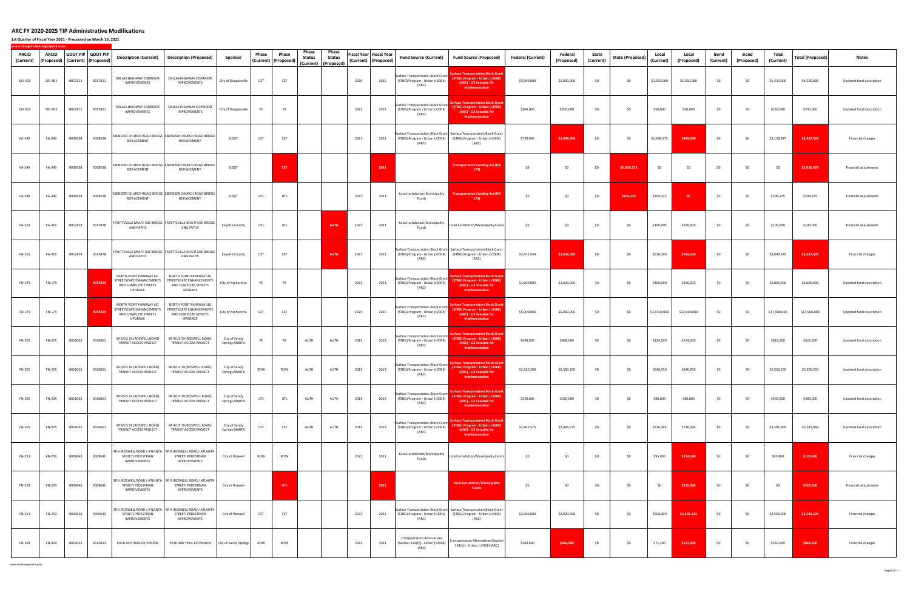# ARC FY 2020-2025 TIP Administrative Modifications

**1st Quarter of Fiscal Year 2021 - Processed on March 19, 2021**

New or changed values highlighted in red

| ARCID (Current) | ARCID (Proposed) | GDOT PI# (Current) | GDOT PI# (Proposed) | Description (Current) | Description (Proposed) | Sponsor | Phase (Current) | Phase (Proposed) | Phase Status (Current) | Phase Status (Proposed) | Fiscal Year (Current) | Fiscal Year (Proposed) | Fund Source (Current) | Fund Source (Proposed) | Federal (Current) | Federal (Proposed) | State (Current) | State (Proposed) | Local (Current) | Local (Proposed) | Bond (Current) | Bond (Proposed) | Total (Current) | Total (Proposed) | Notes |
|---|---|---|---|---|---|---|---|---|---|---|---|---|---|---|---|---|---|---|---|---|---|---|---|---|---|
| DO-303 | DO-303 | 0017811 | 0017811 | DALLAS HIGHWAY CORRIDOR IMPROVEMENTS | DALLAS HIGHWAY CORRIDOR IMPROVEMENTS | City of Douglasville | CST | CST | | | 2025 | 2025 | Surface Transportation Block Grant (STBG) Program - Urban (>200K) (ARC) | Surface Transportation Block Grant (STBG) Program - Urban (>200K) (ARC) - LCI Setaside for Implementation | $5,000,000 | $5,000,000 | $0 | $0 | $1,250,000 | $1,250,000 | $0 | $0 | $6,250,000 | $6,250,000 | Updated fund description |
| DO-303 | DO-303 | 0017811 | 0017811 | DALLAS HIGHWAY CORRIDOR IMPROVEMENTS | DALLAS HIGHWAY CORRIDOR IMPROVEMENTS | City of Douglasville | PE | PE | | | 2021 | 2021 | Surface Transportation Block Grant (STBG) Program - Urban (>200K) (ARC) | Surface Transportation Block Grant (STBG) Program - Urban (>200K) (ARC) - LCI Setaside for Implementation | $200,000 | $200,000 | $0 | $0 | $50,000 | $50,000 | $0 | $0 | $250,000 | $250,000 | Updated fund description |
| FA-349 | FA-349 | 0008598 | 0008598 | EBENEZER CHURCH ROAD BRIDGE REPLACEMENT | EBENEZER CHURCH ROAD BRIDGE REPLACEMENT | GDOT | CST | CST | | | 2021 | 2021 | Surface Transportation Block Grant (STBG) Program - Urban (>200K) (ARC) | Surface Transportation Block Grant (STBG) Program - Urban (>200K) (ARC) | $720,000 | $1,998,000 | $0 | $0 | $2,438,975 | $499,500 | $0 | $0 | $3,158,975 | $2,497,500 | Financial changes |
| FA-349 | FA-349 | 0008598 | 0008598 | EBENEZER CHURCH ROAD BRIDGE REPLACEMENT | EBENEZER CHURCH ROAD BRIDGE REPLACEMENT | GDOT | | CST | | | | 2021 | | Transportation Funding Act (HB 170) | $0 | $0 | $0 | $1,016,673 | $0 | $0 | $0 | $0 | $0 | $1,016,673 | Financial adjustments |
| FA-349 | FA-349 | 0008598 | 0008598 | EBENEZER CHURCH ROAD BRIDGE REPLACEMENT | EBENEZER CHURCH ROAD BRIDGE REPLACEMENT | GDOT | UTL | UTL | | | 2021 | 2021 | Local Jurisdiction/Municipality Funds | Transportation Funding Act (HB 170) | $0 | $0 | $0 | $206,325 | $206,325 | $0 | $0 | $0 | $206,325 | $206,325 | Financial adjustments |
| FA-353 | FA-353 | 0012878 | 0012878 | FAYETTEVILLE MULTI-USE BRIDGE AND PATHS | FAYETTEVILLE MULTI-USE BRIDGE AND PATHS | Fayette County | UTL | UTL | | AUTH | 2021 | 2021 | Local Jurisdiction/Municipality Funds | Local Jurisdiction/Municipality Funds | $0 | $0 | $0 | $0 | $100,000 | $100,000 | $0 | $0 | $100,000 | $100,000 | Financial adjustments |
| FA-353 | FA-353 | 0012878 | 0012878 | FAYETTEVILLE MULTI-USE BRIDGE AND PATHS | FAYETTEVILLE MULTI-USE BRIDGE AND PATHS | Fayette County | CST | CST | | AUTH | 2021 | 2021 | Surface Transportation Block Grant (STBG) Program - Urban (>200K) (ARC) | Surface Transportation Block Grant (STBG) Program - Urban (>200K) (ARC) | $2,472,434 | $2,838,080 | $0 | $0 | $618,109 | $709,520 | $0 | $0 | $3,090,543 | $3,547,600 | Financial changes |
| FN-179 | FN-179 | | 0017814 | NORTH POINT PARKWAY LID STREETSCAPE ENHANCEMENTS AND COMPLETE STREETS UPGRADE | NORTH POINT PARKWAY LID STREETSCAPE ENHANCEMENTS AND COMPLETE STREETS UPGRADE | City of Alpharetta | PE | PE | | | 2021 | 2021 | Surface Transportation Block Grant (STBG) Program - Urban (>200K) (ARC) | Surface Transportation Block Grant (STBG) Program - Urban (>200K) (ARC) - LCI Setaside for Implementation | $1,600,000 | $1,600,000 | $0 | $0 | $400,000 | $400,000 | $0 | $0 | $2,000,000 | $2,000,000 | Updated fund description |
| FN-179 | FN-179 | | 0017814 | NORTH POINT PARKWAY LID STREETSCAPE ENHANCEMENTS AND COMPLETE STREETS UPGRADE | NORTH POINT PARKWAY LID STREETSCAPE ENHANCEMENTS AND COMPLETE STREETS UPGRADE | City of Alpharetta | CST | CST | | | 2025 | 2025 | Surface Transportation Block Grant (STBG) Program - Urban (>200K) (ARC) | Surface Transportation Block Grant (STBG) Program - Urban (>200K) (ARC) - LCI Setaside for Implementation | $5,000,000 | $5,000,000 | $0 | $0 | $12,900,000 | $12,900,000 | $0 | $0 | $17,900,000 | $17,900,000 | Updated fund description |
| FN-205 | FN-205 | 0016061 | 0016061 | SR 9/US 19 (ROSWELL ROAD) TRANSIT ACCESS PROJECT | SR 9/US 19 (ROSWELL ROAD) TRANSIT ACCESS PROJECT | City of Sandy Springs,MARTA | PE | PE | AUTH | AUTH | 2019 | 2019 | Surface Transportation Block Grant (STBG) Program - Urban (>200K) (ARC) | Surface Transportation Block Grant (STBG) Program - Urban (>200K) (ARC) - LCI Setaside for Implementation | $498,000 | $498,000 | $0 | $0 | $124,500 | $124,500 | $0 | $0 | $622,500 | $622,500 | Updated fund description |
| FN-205 | FN-205 | 0016061 | 0016061 | SR 9/US 19 (ROSWELL ROAD) TRANSIT ACCESS PROJECT | SR 9/US 19 (ROSWELL ROAD) TRANSIT ACCESS PROJECT | City of Sandy Springs,MARTA | ROW | ROW | AUTH | AUTH | 2019 | 2019 | Surface Transportation Block Grant (STBG) Program - Urban (>200K) (ARC) | Surface Transportation Block Grant (STBG) Program - Urban (>200K) (ARC) - LCI Setaside for Implementation | $2,560,200 | $2,560,200 | $0 | $0 | $640,050 | $640,050 | $0 | $0 | $3,200,250 | $3,200,250 | Updated fund description |
| FN-205 | FN-205 | 0016061 | 0016061 | SR 9/US 19 (ROSWELL ROAD) TRANSIT ACCESS PROJECT | SR 9/US 19 (ROSWELL ROAD) TRANSIT ACCESS PROJECT | City of Sandy Springs,MARTA | UTL | UTL | AUTH | AUTH | 2019 | 2019 | Surface Transportation Block Grant (STBG) Program - Urban (>200K) (ARC) | Surface Transportation Block Grant (STBG) Program - Urban (>200K) (ARC) - LCI Setaside for Implementation | $320,000 | $320,000 | $0 | $0 | $80,000 | $80,000 | $0 | $0 | $400,000 | $400,000 | Updated fund description |
| FN-205 | FN-205 | 0016061 | 0016061 | SR 9/US 19 (ROSWELL ROAD) TRANSIT ACCESS PROJECT | SR 9/US 19 (ROSWELL ROAD) TRANSIT ACCESS PROJECT | City of Sandy Springs,MARTA | CST | CST | AUTH | AUTH | 2019 | 2019 | Surface Transportation Block Grant (STBG) Program - Urban (>200K) (ARC) | Surface Transportation Block Grant (STBG) Program - Urban (>200K) (ARC) - LCI Setaside for Implementation | $2,865,575 | $2,865,575 | $0 | $0 | $716,394 | $716,394 | $0 | $0 | $3,581,969 | $3,581,969 | Updated fund description |
| FN-253 | FN-253 | 0009640 | 0009640 | SR 9 (ROSWELL ROAD / ATLANTA STREET) PEDESTRIAN IMPROVEMENTS | SR 9 (ROSWELL ROAD / ATLANTA STREET) PEDESTRIAN IMPROVEMENTS | City of Roswell | ROW | ROW | | | 2021 | 2021 | Local Jurisdiction/Municipality Funds | Local Jurisdiction/Municipality Funds | $0 | $0 | $0 | $0 | $95,000 | $124,000 | $0 | $0 | $95,000 | $124,000 | Financial changes |
| FN-253 | FN-253 | 0009640 | 0009640 | SR 9 (ROSWELL ROAD / ATLANTA STREET) PEDESTRIAN IMPROVEMENTS | SR 9 (ROSWELL ROAD / ATLANTA STREET) PEDESTRIAN IMPROVEMENTS | City of Roswell | | UTL | | | | 2022 | | Local Jurisdiction/Municipality Funds | $0 | $0 | $0 | $0 | $0 | $220,000 | $0 | $0 | $0 | $220,000 | Financial adjustments |
| FN-253 | FN-253 | 0009640 | 0009640 | SR 9 (ROSWELL ROAD / ATLANTA STREET) PEDESTRIAN IMPROVEMENTS | SR 9 (ROSWELL ROAD / ATLANTA STREET) PEDESTRIAN IMPROVEMENTS | City of Roswell | CST | CST | | | 2022 | 2022 | Surface Transportation Block Grant (STBG) Program - Urban (>200K) (ARC) | Surface Transportation Block Grant (STBG) Program - Urban (>200K) (ARC) | $2,000,000 | $2,000,000 | $0 | $0 | $500,000 | $1,145,125 | $0 | $0 | $2,500,000 | $3,145,125 | Financial changes |
| FN-304 | FN-304 | 0015023 | 0015023 | PATH 400 TRAIL EXTENSION | PATH 400 TRAIL EXTENSION | City of Sandy Springs | ROW | ROW | | | 2021 | 2021 | Transportation Alternatives (Section 133(h)) - Urban (>200K) (ARC) | Transportation Alternatives (Section 133(h)) - Urban (>200K) (ARC) | $284,800 | $688,000 | $0 | $0 | $71,200 | $172,000 | $0 | $0 | $356,000 | $860,000 | Financial changes |

www.atlantaregional.org/tip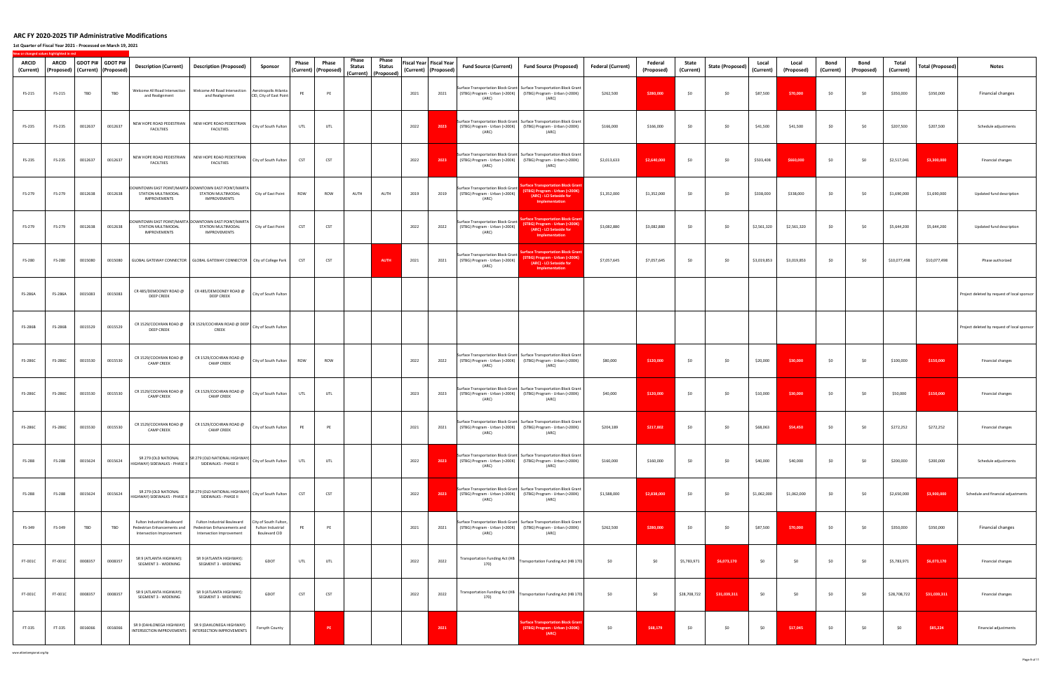# ARC FY 2020-2025 TIP Administrative Modifications

**1st Quarter of Fiscal Year 2021 - Processed on March 19, 2021**

New or changed values highlighted in red

| ARCID (Current) | ARCID (Proposed) | GDOT PI# (Current) | GDOT PI# (Proposed) | Description (Current) | Description (Proposed) | Sponsor | Phase (Current) | Phase (Proposed) | Phase Status (Current) | Phase Status (Proposed) | Fiscal Year (Current) | Fiscal Year (Proposed) | Fund Source (Current) | Fund Source (Proposed) | Federal (Current) | Federal (Proposed) | State (Current) | State (Proposed) | Local (Current) | Local (Proposed) | Bond (Current) | Bond (Proposed) | Total (Current) | Total (Proposed) | Notes |
|---|---|---|---|---|---|---|---|---|---|---|---|---|---|---|---|---|---|---|---|---|---|---|---|---|---|
| FS-215 | FS-215 | TBD | TBD | Welcome All Road Intersection and Realignment | Welcome All Road Intersection and Realignment | Aerotropolis Atlanta CID, City of East Point | PE | PE | | | 2021 | 2021 | Surface Transportation Block Grant (STBG) Program - Urban (>200K) (ARC) | Surface Transportation Block Grant (STBG) Program - Urban (>200K) (ARC) | $262,500 | $280,000 | $0 | $0 | $87,500 | $70,000 | $0 | $0 | $350,000 | $350,000 | Financial changes |
| FS-235 | FS-235 | 0012637 | 0012637 | NEW HOPE ROAD PEDESTRIAN FACILITIES | NEW HOPE ROAD PEDESTRIAN FACILITIES | City of South Fulton | UTL | UTL | | | 2022 | 2023 | Surface Transportation Block Grant (STBG) Program - Urban (>200K) (ARC) | Surface Transportation Block Grant (STBG) Program - Urban (>200K) (ARC) | $166,000 | $166,000 | $0 | $0 | $41,500 | $41,500 | $0 | $0 | $207,500 | $207,500 | Schedule adjustments |
| FS-235 | FS-235 | 0012637 | 0012637 | NEW HOPE ROAD PEDESTRIAN FACILITIES | NEW HOPE ROAD PEDESTRIAN FACILITIES | City of South Fulton | CST | CST | | | 2022 | 2023 | Surface Transportation Block Grant (STBG) Program - Urban (>200K) (ARC) | Surface Transportation Block Grant (STBG) Program - Urban (>200K) (ARC) | $2,013,633 | $2,640,000 | $0 | $0 | $503,408 | $660,000 | $0 | $0 | $2,517,041 | $3,300,000 | Financial changes |
| FS-279 | FS-279 | 0012638 | 0012638 | DOWNTOWN EAST POINT/MARTA STATION MULTIMODAL IMPROVEMENTS | DOWNTOWN EAST POINT/MARTA STATION MULTIMODAL IMPROVEMENTS | City of East Point | ROW | ROW | AUTH | AUTH | 2019 | 2019 | Surface Transportation Block Grant (STBG) Program - Urban (>200K) (ARC) | Surface Transportation Block Grant (STBG) Program - Urban (>200K) (ARC) - LCI Setaside for Implementation | $1,352,000 | $1,352,000 | $0 | $0 | $338,000 | $338,000 | $0 | $0 | $1,690,000 | $1,690,000 | Updated fund description |
| FS-279 | FS-279 | 0012638 | 0012638 | DOWNTOWN EAST POINT/MARTA STATION MULTIMODAL IMPROVEMENTS | DOWNTOWN EAST POINT/MARTA STATION MULTIMODAL IMPROVEMENTS | City of East Point | CST | CST | | | 2022 | 2022 | Surface Transportation Block Grant (STBG) Program - Urban (>200K) (ARC) | Surface Transportation Block Grant (STBG) Program - Urban (>200K) (ARC) - LCI Setaside for Implementation | $3,082,880 | $3,082,880 | $0 | $0 | $2,561,320 | $2,561,320 | $0 | $0 | $5,644,200 | $5,644,200 | Updated fund description |
| FS-280 | FS-280 | 0015080 | 0015080 | GLOBAL GATEWAY CONNECTOR | GLOBAL GATEWAY CONNECTOR | City of College Park | CST | CST | | AUTH | 2021 | 2021 | Surface Transportation Block Grant (STBG) Program - Urban (>200K) (ARC) | Surface Transportation Block Grant (STBG) Program - Urban (>200K) (ARC) - LCI Setaside for Implementation | $7,057,645 | $7,057,645 | $0 | $0 | $3,019,853 | $3,019,853 | $0 | $0 | $10,077,498 | $10,077,498 | Phase authorized |
| FS-286A | FS-286A | 0015083 | 0015083 | CR 485/DEMOONEY ROAD @ DEEP CREEK | CR 485/DEMOONEY ROAD @ DEEP CREEK | City of South Fulton | | | | | | | | | | | | | | | | | | | Project deleted by request of local sponsor |
| FS-286B | FS-286B | 0015529 | 0015529 | CR 1529/COCHRAN ROAD @ DEEP CREEK | CR 1529/COCHRAN ROAD @ DEEP CREEK | City of South Fulton | | | | | | | | | | | | | | | | | | | Project deleted by request of local sponsor |
| FS-286C | FS-286C | 0015530 | 0015530 | CR 1529/COCHRAN ROAD @ CAMP CREEK | CR 1529/COCHRAN ROAD @ CAMP CREEK | City of South Fulton | ROW | ROW | | | 2022 | 2022 | Surface Transportation Block Grant (STBG) Program - Urban (>200K) (ARC) | Surface Transportation Block Grant (STBG) Program - Urban (>200K) (ARC) | $80,000 | $120,000 | $0 | $0 | $20,000 | $30,000 | $0 | $0 | $100,000 | $150,000 | Financial changes |
| FS-286C | FS-286C | 0015530 | 0015530 | CR 1529/COCHRAN ROAD @ CAMP CREEK | CR 1529/COCHRAN ROAD @ CAMP CREEK | City of South Fulton | UTL | UTL | | | 2023 | 2023 | Surface Transportation Block Grant (STBG) Program - Urban (>200K) (ARC) | Surface Transportation Block Grant (STBG) Program - Urban (>200K) (ARC) | $40,000 | $120,000 | $0 | $0 | $10,000 | $30,000 | $0 | $0 | $50,000 | $150,000 | Financial changes |
| FS-286C | FS-286C | 0015530 | 0015530 | CR 1529/COCHRAN ROAD @ CAMP CREEK | CR 1529/COCHRAN ROAD @ CAMP CREEK | City of South Fulton | PE | PE | | | 2021 | 2021 | Surface Transportation Block Grant (STBG) Program - Urban (>200K) (ARC) | Surface Transportation Block Grant (STBG) Program - Urban (>200K) (ARC) | $204,189 | $217,802 | $0 | $0 | $68,063 | $54,450 | $0 | $0 | $272,252 | $272,252 | Financial changes |
| FS-288 | FS-288 | 0015624 | 0015624 | SR 279 (OLD NATIONAL HIGHWAY) SIDEWALKS - PHASE II | SR 279 (OLD NATIONAL HIGHWAY) SIDEWALKS - PHASE II | City of South Fulton | UTL | UTL | | | 2022 | 2023 | Surface Transportation Block Grant (STBG) Program - Urban (>200K) (ARC) | Surface Transportation Block Grant (STBG) Program - Urban (>200K) (ARC) | $160,000 | $160,000 | $0 | $0 | $40,000 | $40,000 | $0 | $0 | $200,000 | $200,000 | Schedule adjustments |
| FS-288 | FS-288 | 0015624 | 0015624 | SR 279 (OLD NATIONAL HIGHWAY) SIDEWALKS - PHASE II | SR 279 (OLD NATIONAL HIGHWAY) SIDEWALKS - PHASE II | City of South Fulton | CST | CST | | | 2022 | 2023 | Surface Transportation Block Grant (STBG) Program - Urban (>200K) (ARC) | Surface Transportation Block Grant (STBG) Program - Urban (>200K) (ARC) | $1,588,000 | $2,838,000 | $0 | $0 | $1,062,000 | $1,062,000 | $0 | $0 | $2,650,000 | $3,900,000 | Schedule and financial adjustments |
| FS-349 | FS-349 | TBD | TBD | Fulton Industrial Boulevard Pedestrian Enhancements and Intersection Improvement | Fulton Industrial Boulevard Pedestrian Enhancements and Intersection Improvement | City of South Fulton, Fulton Industrial Boulevard CID | PE | PE | | | 2021 | 2021 | Surface Transportation Block Grant (STBG) Program - Urban (>200K) (ARC) | Surface Transportation Block Grant (STBG) Program - Urban (>200K) (ARC) | $262,500 | $280,000 | $0 | $0 | $87,500 | $70,000 | $0 | $0 | $350,000 | $350,000 | Financial changes |
| FT-001C | FT-001C | 0008357 | 0008357 | SR 9 (ATLANTA HIGHWAY): SEGMENT 3 - WIDENING | SR 9 (ATLANTA HIGHWAY): SEGMENT 3 - WIDENING | GDOT | UTL | UTL | | | 2022 | 2022 | Transportation Funding Act (HB 170) | Transportation Funding Act (HB 170) | $0 | $0 | $5,783,971 | $6,073,170 | $0 | $0 | $0 | $0 | $5,783,971 | $6,073,170 | Financial changes |
| FT-001C | FT-001C | 0008357 | 0008357 | SR 9 (ATLANTA HIGHWAY): SEGMENT 3 - WIDENING | SR 9 (ATLANTA HIGHWAY): SEGMENT 3 - WIDENING | GDOT | CST | CST | | | 2022 | 2022 | Transportation Funding Act (HB 170) | Transportation Funding Act (HB 170) | $0 | $0 | $28,708,722 | $31,039,311 | $0 | $0 | $0 | $0 | $28,708,722 | $31,039,311 | Financial changes |
| FT-335 | FT-335 | 0016066 | 0016066 | SR 9 (DAHLONEGA HIGHWAY) INTERSECTION IMPROVEMENTS | SR 9 (DAHLONEGA HIGHWAY) INTERSECTION IMPROVEMENTS | Forsyth County | | PE | | | | 2021 | | Surface Transportation Block Grant (STBG) Program - Urban (>200K) (ARC) | $0 | $68,179 | $0 | $0 | $0 | $17,045 | $0 | $0 | $0 | $85,224 | Financial adjustments |

www.atlantaregional.org/tip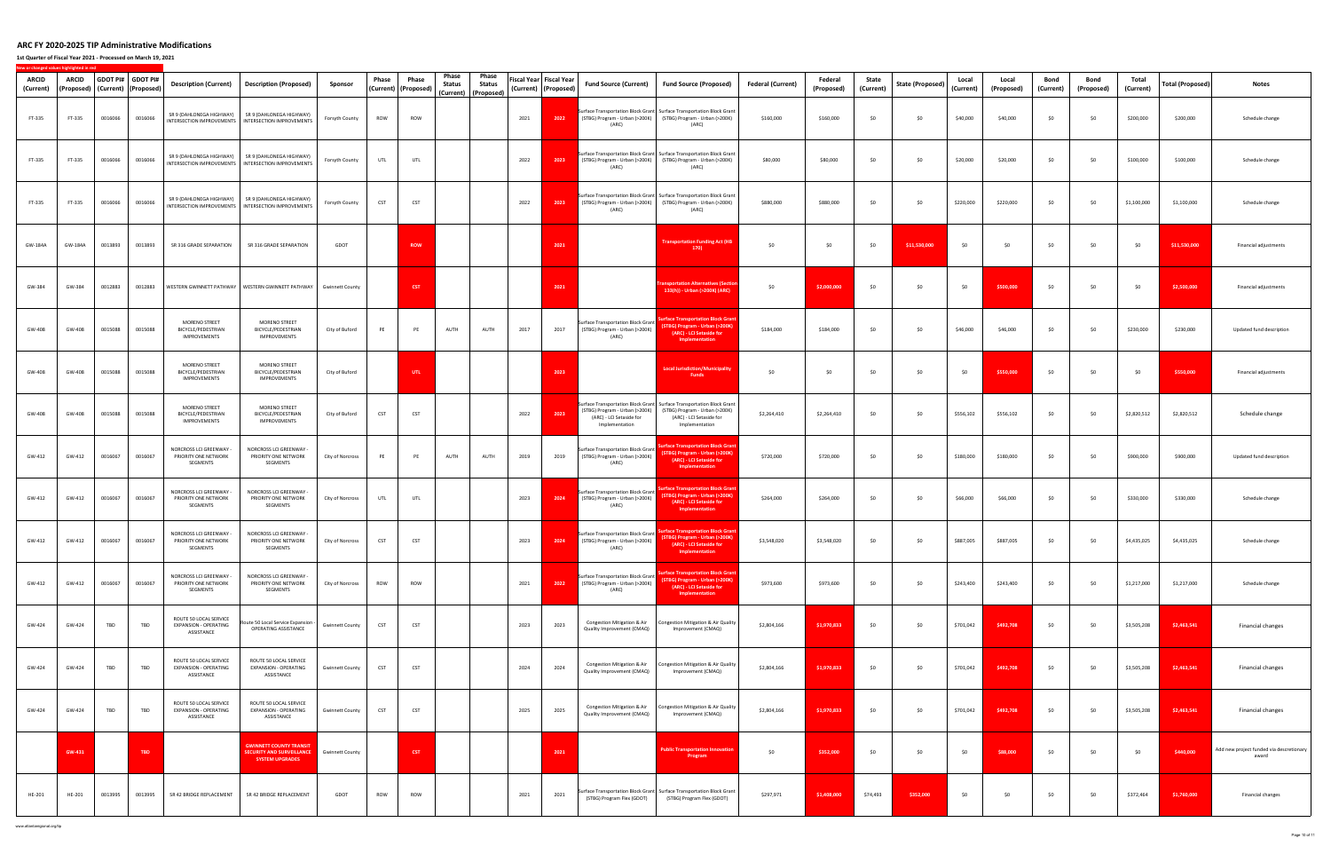# ARC FY 2020-2025 TIP Administrative Modifications

**1st Quarter of Fiscal Year 2021 - Processed on March 19, 2021**

New or changed values highlighted in red

| ARCID (Current) | ARCID (Proposed) | GDOT PI# (Current) | GDOT PI# (Proposed) | Description (Current) | Description (Proposed) | Sponsor | Phase (Current) | Phase (Proposed) | Phase Status (Current) | Phase Status (Proposed) | Fiscal Year (Current) | Fiscal Year (Proposed) | Fund Source (Current) | Fund Source (Proposed) | Federal (Current) | Federal (Proposed) | State (Current) | State (Proposed) | Local (Current) | Local (Proposed) | Bond (Current) | Bond (Proposed) | Total (Current) | Total (Proposed) | Notes |
|---|---|---|---|---|---|---|---|---|---|---|---|---|---|---|---|---|---|---|---|---|---|---|---|---|---|
| FT-335 | FT-335 | 0016066 | 0016066 | SR 9 (DAHLONEGA HIGHWAY) INTERSECTION IMPROVEMENTS | SR 9 (DAHLONEGA HIGHWAY) INTERSECTION IMPROVEMENTS | Forsyth County | ROW | ROW | | | 2021 | 2022 | Surface Transportation Block Grant (STBG) Program - Urban (>200K) (ARC) | Surface Transportation Block Grant (STBG) Program - Urban (>200K) (ARC) | $160,000 | $160,000 | $0 | $0 | $40,000 | $40,000 | $0 | $0 | $200,000 | $200,000 | Schedule change |
| FT-335 | FT-335 | 0016066 | 0016066 | SR 9 (DAHLONEGA HIGHWAY) INTERSECTION IMPROVEMENTS | SR 9 (DAHLONEGA HIGHWAY) INTERSECTION IMPROVEMENTS | Forsyth County | UTL | UTL | | | 2022 | 2023 | Surface Transportation Block Grant (STBG) Program - Urban (>200K) (ARC) | Surface Transportation Block Grant (STBG) Program - Urban (>200K) (ARC) | $80,000 | $80,000 | $0 | $0 | $20,000 | $20,000 | $0 | $0 | $100,000 | $100,000 | Schedule change |
| FT-335 | FT-335 | 0016066 | 0016066 | SR 9 (DAHLONEGA HIGHWAY) INTERSECTION IMPROVEMENTS | SR 9 (DAHLONEGA HIGHWAY) INTERSECTION IMPROVEMENTS | Forsyth County | CST | CST | | | 2022 | 2023 | Surface Transportation Block Grant (STBG) Program - Urban (>200K) (ARC) | Surface Transportation Block Grant (STBG) Program - Urban (>200K) (ARC) | $880,000 | $880,000 | $0 | $0 | $220,000 | $220,000 | $0 | $0 | $1,100,000 | $1,100,000 | Schedule change |
| GW-184A | GW-184A | 0013893 | 0013893 | SR 316 GRADE SEPARATION | SR 316 GRADE SEPARATION | GDOT | | ROW | | | | 2021 | | Transportation Funding Act (HB 170) | $0 | $0 | $0 | $11,530,000 | $0 | $0 | $0 | $0 | $0 | $11,530,000 | Financial adjustments |
| GW-384 | GW-384 | 0012883 | 0012883 | WESTERN GWINNETT PATHWAY | WESTERN GWINNETT PATHWAY | Gwinnett County | | CST | | | | 2021 | | Transportation Alternatives (Section 133(h)) - Urban (>200K) (ARC) | $0 | $2,000,000 | $0 | $0 | $0 | $500,000 | $0 | $0 | $0 | $2,500,000 | Financial adjustments |
| GW-408 | GW-408 | 0015088 | 0015088 | MORENO STREET BICYCLE/PEDESTRIAN IMPROVEMENTS | MORENO STREET BICYCLE/PEDESTRIAN IMPROVEMENTS | City of Buford | PE | PE | AUTH | AUTH | 2017 | 2017 | Surface Transportation Block Grant (STBG) Program - Urban (>200K) (ARC) | Surface Transportation Block Grant (STBG) Program - Urban (>200K) (ARC) - LCI Setaside for Implementation | $184,000 | $184,000 | $0 | $0 | $46,000 | $46,000 | $0 | $0 | $230,000 | $230,000 | Updated fund description |
| GW-408 | GW-408 | 0015088 | 0015088 | MORENO STREET BICYCLE/PEDESTRIAN IMPROVEMENTS | MORENO STREET BICYCLE/PEDESTRIAN IMPROVEMENTS | City of Buford | | UTL | | | | 2023 | | Local Jurisdiction/Municipality Funds | $0 | $0 | $0 | $0 | $0 | $550,000 | $0 | $0 | $0 | $550,000 | Financial adjustments |
| GW-408 | GW-408 | 0015088 | 0015088 | MORENO STREET BICYCLE/PEDESTRIAN IMPROVEMENTS | MORENO STREET BICYCLE/PEDESTRIAN IMPROVEMENTS | City of Buford | CST | CST | | | 2022 | 2023 | Surface Transportation Block Grant (STBG) Program - Urban (>200K) (ARC) - LCI Setaside for Implementation | Surface Transportation Block Grant (STBG) Program - Urban (>200K) (ARC) - LCI Setaside for Implementation | $2,264,410 | $2,264,410 | $0 | $0 | $556,102 | $556,102 | $0 | $0 | $2,820,512 | $2,820,512 | Schedule change |
| GW-412 | GW-412 | 0016067 | 0016067 | NORCROSS LCI GREENWAY - PRIORITY ONE NETWORK SEGMENTS | NORCROSS LCI GREENWAY - PRIORITY ONE NETWORK SEGMENTS | City of Norcross | PE | PE | AUTH | AUTH | 2019 | 2019 | Surface Transportation Block Grant (STBG) Program - Urban (>200K) (ARC) | Surface Transportation Block Grant (STBG) Program - Urban (>200K) (ARC) - LCI Setaside for Implementation | $720,000 | $720,000 | $0 | $0 | $180,000 | $180,000 | $0 | $0 | $900,000 | $900,000 | Updated fund description |
| GW-412 | GW-412 | 0016067 | 0016067 | NORCROSS LCI GREENWAY - PRIORITY ONE NETWORK SEGMENTS | NORCROSS LCI GREENWAY - PRIORITY ONE NETWORK SEGMENTS | City of Norcross | UTL | UTL | | | 2023 | 2024 | Surface Transportation Block Grant (STBG) Program - Urban (>200K) (ARC) | Surface Transportation Block Grant (STBG) Program - Urban (>200K) (ARC) - LCI Setaside for Implementation | $264,000 | $264,000 | $0 | $0 | $66,000 | $66,000 | $0 | $0 | $330,000 | $330,000 | Schedule change |
| GW-412 | GW-412 | 0016067 | 0016067 | NORCROSS LCI GREENWAY - PRIORITY ONE NETWORK SEGMENTS | NORCROSS LCI GREENWAY - PRIORITY ONE NETWORK SEGMENTS | City of Norcross | CST | CST | | | 2023 | 2024 | Surface Transportation Block Grant (STBG) Program - Urban (>200K) (ARC) | Surface Transportation Block Grant (STBG) Program - Urban (>200K) (ARC) - LCI Setaside for Implementation | $3,548,020 | $3,548,020 | $0 | $0 | $887,005 | $887,005 | $0 | $0 | $4,435,025 | $4,435,025 | Schedule change |
| GW-412 | GW-412 | 0016067 | 0016067 | NORCROSS LCI GREENWAY - PRIORITY ONE NETWORK SEGMENTS | NORCROSS LCI GREENWAY - PRIORITY ONE NETWORK SEGMENTS | City of Norcross | ROW | ROW | | | 2021 | 2022 | Surface Transportation Block Grant (STBG) Program - Urban (>200K) (ARC) | Surface Transportation Block Grant (STBG) Program - Urban (>200K) (ARC) - LCI Setaside for Implementation | $973,600 | $973,600 | $0 | $0 | $243,400 | $243,400 | $0 | $0 | $1,217,000 | $1,217,000 | Schedule change |
| GW-424 | GW-424 | TBD | TBD | ROUTE 50 LOCAL SERVICE EXPANSION - OPERATING ASSISTANCE | Route 50 Local Service Expansion - OPERATING ASSISTANCE | Gwinnett County | CST | CST | | | 2023 | 2023 | Congestion Mitigation & Air Quality Improvement (CMAQ) | Congestion Mitigation & Air Quality Improvement (CMAQ) | $2,804,166 | $1,970,833 | $0 | $0 | $701,042 | $492,708 | $0 | $0 | $3,505,208 | $2,463,541 | Financial changes |
| GW-424 | GW-424 | TBD | TBD | ROUTE 50 LOCAL SERVICE EXPANSION - OPERATING ASSISTANCE | ROUTE 50 LOCAL SERVICE EXPANSION - OPERATING ASSISTANCE | Gwinnett County | CST | CST | | | 2024 | 2024 | Congestion Mitigation & Air Quality Improvement (CMAQ) | Congestion Mitigation & Air Quality Improvement (CMAQ) | $2,804,166 | $1,970,833 | $0 | $0 | $701,042 | $492,708 | $0 | $0 | $3,505,208 | $2,463,541 | Financial changes |
| GW-424 | GW-424 | TBD | TBD | ROUTE 50 LOCAL SERVICE EXPANSION - OPERATING ASSISTANCE | ROUTE 50 LOCAL SERVICE EXPANSION - OPERATING ASSISTANCE | Gwinnett County | CST | CST | | | 2025 | 2025 | Congestion Mitigation & Air Quality Improvement (CMAQ) | Congestion Mitigation & Air Quality Improvement (CMAQ) | $2,804,166 | $1,970,833 | $0 | $0 | $701,042 | $492,708 | $0 | $0 | $3,505,208 | $2,463,541 | Financial changes |
| | GW-431 | | TBD | | GWINNETT COUNTY TRANSIT SECURITY AND SURVEILLANCE SYSTEM UPGRADES | Gwinnett County | | CST | | | | 2021 | | Public Transportation Innovation Program | $0 | $352,000 | $0 | $0 | $0 | $88,000 | $0 | $0 | $0 | $440,000 | Add new project funded via descretionary award |
| HE-201 | HE-201 | 0013995 | 0013995 | SR 42 BRIDGE REPLACEMENT | SR 42 BRIDGE REPLACEMENT | GDOT | ROW | ROW | | | 2021 | 2021 | Surface Transportation Block Grant (STBG) Program Flex (GDOT) | Surface Transportation Block Grant (STBG) Program Flex (GDOT) | $297,971 | $1,408,000 | $74,493 | $352,000 | $0 | $0 | $0 | $0 | $372,464 | $1,760,000 | Financial changes |

www.atlantaregional.org/tip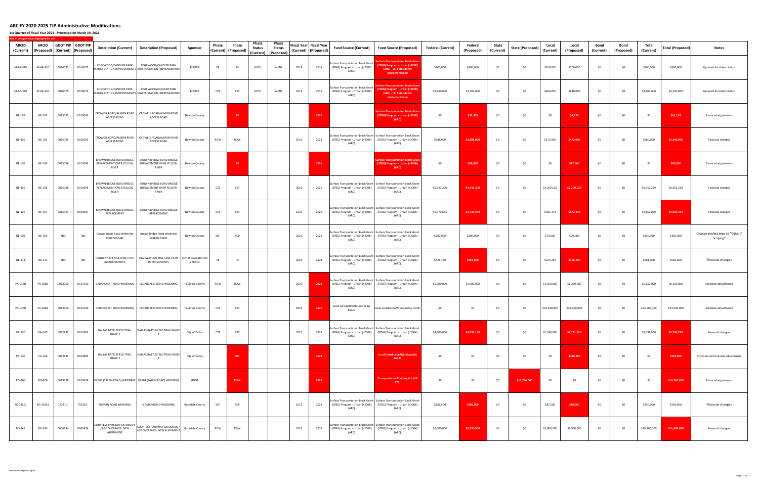# ARC FY 2020-2025 TIP Administrative Modifications

**1st Quarter of Fiscal Year 2021 - Processed on March 19, 2021**

New or changed values highlighted in red

| ARCID (Current) | ARCID (Proposed) | GDOT PI# (Current) | GDOT PI# (Proposed) | Description (Current) | Description (Proposed) | Sponsor | Phase (Current) | Phase (Proposed) | Phase Status (Current) | Phase Status (Proposed) | Fiscal Year (Current) | Fiscal Year (Proposed) | Fund Source (Current) | Fund Source (Proposed) | Federal (Current) | Federal (Proposed) | State (Current) | State (Proposed) | Local (Current) | Local (Proposed) | Bond (Current) | Bond (Proposed) | Total (Current) | Total (Proposed) | Notes |
|---|---|---|---|---|---|---|---|---|---|---|---|---|---|---|---|---|---|---|---|---|---|---|---|---|---|
| M-AR-320 | M-AR-320 | 0016075 | 0016075 | EDGEWOOD/CANDLER PARK MARTA STATION IMPROVEMENTS | EDGEWOOD/CANDLER PARK MARTA STATION IMPROVEMENTS | MARTA | PE | PE | AUTH | AUTH | 2018 | 2018 | Surface Transportation Block Grant (STBG) Program - Urban (>200K) (ARC) | Surface Transportation Block Grant (STBG) Program - Urban (>200K) (ARC) - LCI Setaside for Implementation | $400,000 | $400,000 | $0 | $0 | $100,000 | $100,000 | $0 | $0 | $500,000 | $500,000 | Updated fund description |
| M-AR-320 | M-AR-320 | 0016075 | 0016075 | EDGEWOOD/CANDLER PARK MARTA STATION IMPROVEMENTS | EDGEWOOD/CANDLER PARK MARTA STATION IMPROVEMENTS | MARTA | CST | CST | AUTH | AUTH | 2018 | 2018 | Surface Transportation Block Grant (STBG) Program - Urban (>200K) (ARC) | Surface Transportation Block Grant (STBG) Program - Urban (>200K) (ARC) - LCI Setaside for Implementation | $3,360,000 | $3,360,000 | $0 | $0 | $840,000 | $840,000 | $0 | $0 | $4,200,000 | $4,200,000 | Updated fund description |
| NE-105 | NE-105 | 0015095 | 0015095 | CROWELL ROAD/ALMON ROAD ACCESS ROAD | CROWELL ROAD/ALMON ROAD ACCESS ROAD | Newton County | | PE | | | | 2021 | | Surface Transportation Block Grant (STBG) Program - Urban (>200K) (ARC) | $0 | $32,903 | $0 | $0 | $0 | $8,226 | $0 | $0 | $0 | $41,129 | Financial adjustments |
| NE-105 | NE-105 | 0015095 | 0015095 | CROWELL ROAD/ALMON ROAD ACCESS ROAD | CROWELL ROAD/ALMON ROAD ACCESS ROAD | Newton County | ROW | ROW | | | 2021 | 2021 | Surface Transportation Block Grant (STBG) Program - Urban (>200K) (ARC) | Surface Transportation Block Grant (STBG) Program - Urban (>200K) (ARC) | $688,000 | $1,888,000 | $0 | $0 | $172,000 | $472,000 | $0 | $0 | $860,000 | $2,360,000 | Financial changes |
| NE-106 | NE-106 | 0015096 | 0015096 | BROWN BRIDGE ROAD BRIDGE REPLACEMENT OVER YELLOW RIVER | BROWN BRIDGE ROAD BRIDGE REPLACEMENT OVER YELLOW RIVER | Newton County | | PE | | | | 2021 | | Surface Transportation Block Grant (STBG) Program - Urban (>200K) (ARC) | $0 | $68,000 | $0 | $0 | $0 | $17,000 | $0 | $0 | $0 | $85,000 | Financial adjustments |
| NE-106 | NE-106 | 0015096 | 0015096 | BROWN BRIDGE ROAD BRIDGE REPLACEMENT OVER YELLOW RIVER | BROWN BRIDGE ROAD BRIDGE REPLACEMENT OVER YELLOW RIVER | Newton County | CST | CST | | | 2022 | 2022 | Surface Transportation Block Grant (STBG) Program - Urban (>200K) (ARC) | Surface Transportation Block Grant (STBG) Program - Urban (>200K) (ARC) | $2,743,200 | $4,743,200 | $0 | $0 | $4,209,029 | $2,209,029 | $0 | $0 | $6,952,229 | $6,952,229 | Financial changes |
| NE-107 | NE-107 | 0015097 | 0015097 | BROWN BRIDGE ROAD BRIDGE REPLACEMENT | BROWN BRIDGE ROAD BRIDGE REPLACEMENT | Newton County | CST | CST | | | 2022 | 2022 | Surface Transportation Block Grant (STBG) Program - Urban (>200K) (ARC) | Surface Transportation Block Grant (STBG) Program - Urban (>200K) (ARC) | $2,370,655 | $2,736,499 | $0 | $0 | $781,374 | $872,835 | $0 | $0 | $3,152,029 | $3,609,334 | Financial changes |
| NE-109 | NE-109 | TBD | TBD | Brown Bridge Road Widening Scoping Study | Brown Bridge Road Widening Scoping Study | Newton County | SCP | SCP | | | 2023 | 2023 | Surface Transportation Block Grant (STBG) Program - Urban (>200K) (ARC) | Surface Transportation Block Grant (STBG) Program - Urban (>200K) (ARC) | $280,000 | $280,000 | $0 | $0 | $70,000 | $70,000 | $0 | $0 | $350,000 | $350,000 | Change project type to "Other / Scoping" |
| NE-111 | NE-111 | TBD | TBD | HIGHWAY 278 MULTIUSE PATH IMPROVEMENTS | HIGHWAY 278 MULTIUSE PATH IMPROVEMENTS | City of Covington US 278 CID | PE | PE | | | 2021 | 2021 | Surface Transportation Block Grant (STBG) Program - Urban (>200K) (ARC) | Surface Transportation Block Grant (STBG) Program - Urban (>200K) (ARC) | $435,750 | $464,800 | $0 | $0 | $145,250 | $116,200 | $0 | $0 | $581,000 | $581,000 | Financial changes |
| PA-036B | PA-036B | 0013700 | 0013700 | CEDARCREST ROAD WIDENING | CEDARCREST ROAD WIDENING | Paulding County | ROW | ROW | | | 2021 | 2023 | Surface Transportation Block Grant (STBG) Program - Urban (>200K) (ARC) | Surface Transportation Block Grant (STBG) Program - Urban (>200K) (ARC) | $5,000,000 | $5,000,000 | $0 | $0 | $1,250,000 | $1,250,000 | $0 | $0 | $6,250,000 | $6,250,000 | Schedule adjustments |
| PA-036B | PA-036B | 0013700 | 0013700 | CEDARCREST ROAD WIDENING | CEDARCREST ROAD WIDENING | Paulding County | CST | CST | | | 2023 | 2025 | Local Jurisdiction/Municipality Funds | Local Jurisdiction/Municipality Funds | $0 | $0 | $0 | $0 | $23,500,000 | $23,500,000 | $0 | $0 | $23,500,000 | $23,500,000 | Schedule adjustments |
| PA-100 | PA-100 | 0012885 | 0012885 | DALLAS BATTLEFIELD TRAIL PHASE 2 | DALLAS BATTLEFIELD TRAIL PHASE 2 | City of Dallas | CST | CST | | | 2021 | 2021 | Surface Transportation Block Grant (STBG) Program - Urban (>200K) (ARC) | Surface Transportation Block Grant (STBG) Program - Urban (>200K) (ARC) | $4,100,000 | $4,559,168 | $0 | $0 | $1,598,960 | $1,231,625 | $0 | $0 | $5,698,960 | $5,790,793 | Financial changes |
| PA-100 | PA-100 | 0012885 | 0012885 | DALLAS BATTLEFIELD TRAIL PHASE 2 | DALLAS BATTLEFIELD TRAIL PHASE 2 | City of Dallas | | UTL | | | | 2021 | | Local Jurisdiction/Municipality Funds | $0 | $0 | $0 | $0 | $0 | $340,806 | $0 | $0 | $0 | $340,806 | Schedule and financial adjustments |
| RO-206 | RO-206 | 0013628 | 0013628 | SR 162 (SALEM ROAD) WIDENING | SR 162 (SALEM ROAD) WIDENING | GDOT | | ROW | | | | 2022 | | Transportation Funding Act (HB 170) | $0 | $0 | $0 | $10,746,000 | $0 | $0 | $0 | $0 | $0 | $10,746,000 | Financial adjustments |
| RO-235E1 | RO-235E1 | 752210- | 752210- | SIGMAN ROAD WIDENING | SIGMAN ROAD WIDENING | Rockdale County | SCP | SCP | | | 2021 | 2021 | Surface Transportation Block Grant (STBG) Program - Urban (>200K) (ARC) | Surface Transportation Block Grant (STBG) Program - Urban (>200K) (ARC) | $262,500 | $280,000 | $0 | $0 | $87,500 | $70,000 | $0 | $0 | $350,000 | $350,000 | Financial changes |
| RO-243 | RO-243 | 0006934 | 0006934 | COURTESY PARKWAY EXTENSION / I-20 OVERPASS - NEW ALIGNMENT | COURTESY PARKWAY EXTENSION / I-20 OVERPASS - NEW ALIGNMENT | Rockdale County | ROW | ROW | | | 2021 | 2021 | Surface Transportation Block Grant (STBG) Program - Urban (>200K) (ARC) | Surface Transportation Block Grant (STBG) Program - Urban (>200K) (ARC) | $8,000,000 | $8,570,000 | $0 | $0 | $2,900,000 | $2,900,000 | $0 | $0 | $10,900,000 | $11,470,000 | Financial changes |

www.atlantaregional.org/tip